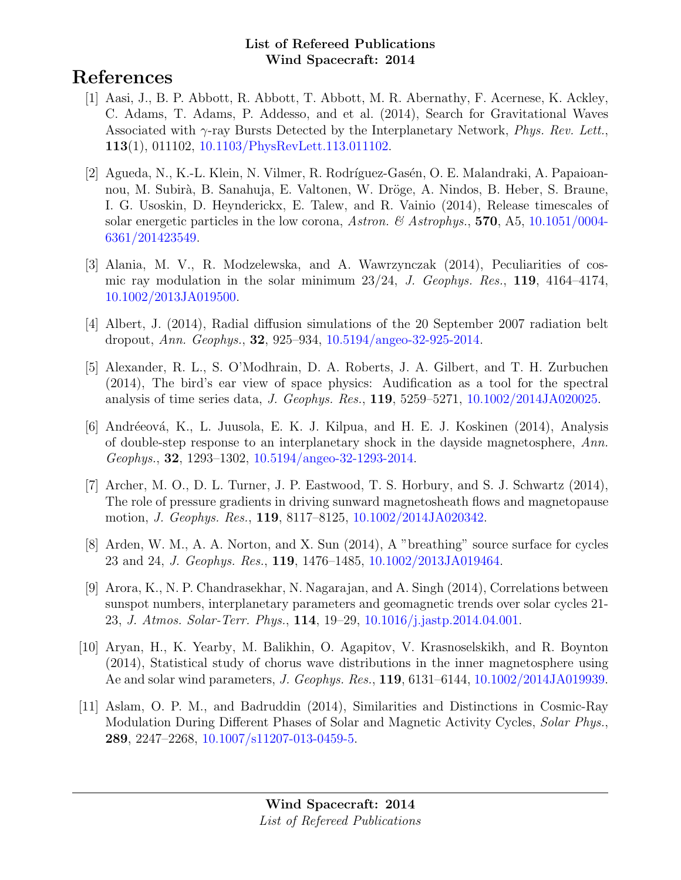**List of Refereed Publications**
**Wind Spacecraft: 2014**

# References

[1] Aasi, J., B. P. Abbott, R. Abbott, T. Abbott, M. R. Abernathy, F. Acernese, K. Ackley, C. Adams, T. Adams, P. Addesso, and et al. (2014), Search for Gravitational Waves Associated with $\gamma$-ray Bursts Detected by the Interplanetary Network, *Phys. Rev. Lett.*, **113**(1), 011102, 10.1103/PhysRevLett.113.011102.

[2] Agueda, N., K.-L. Klein, N. Vilmer, R. Rodríguez-Gasén, O. E. Malandraki, A. Papaioannou, M. Subirà, B. Sanahuja, E. Valtonen, W. Dröge, A. Nindos, B. Heber, S. Braune, I. G. Usoskin, D. Heynderickx, E. Talew, and R. Vainio (2014), Release timescales of solar energetic particles in the low corona, *Astron. & Astrophys.*, **570**, A5, 10.1051/0004-6361/201423549.

[3] Alania, M. V., R. Modzelewska, and A. Wawrzynczak (2014), Peculiarities of cosmic ray modulation in the solar minimum 23/24, *J. Geophys. Res.*, **119**, 4164–4174, 10.1002/2013JA019500.

[4] Albert, J. (2014), Radial diffusion simulations of the 20 September 2007 radiation belt dropout, *Ann. Geophys.*, **32**, 925–934, 10.5194/angeo-32-925-2014.

[5] Alexander, R. L., S. O'Modhrain, D. A. Roberts, J. A. Gilbert, and T. H. Zurbuchen (2014), The bird's ear view of space physics: Audification as a tool for the spectral analysis of time series data, *J. Geophys. Res.*, **119**, 5259–5271, 10.1002/2014JA020025.

[6] Andréeová, K., L. Juusola, E. K. J. Kilpua, and H. E. J. Koskinen (2014), Analysis of double-step response to an interplanetary shock in the dayside magnetosphere, *Ann. Geophys.*, **32**, 1293–1302, 10.5194/angeo-32-1293-2014.

[7] Archer, M. O., D. L. Turner, J. P. Eastwood, T. S. Horbury, and S. J. Schwartz (2014), The role of pressure gradients in driving sunward magnetosheath flows and magnetopause motion, *J. Geophys. Res.*, **119**, 8117–8125, 10.1002/2014JA020342.

[8] Arden, W. M., A. A. Norton, and X. Sun (2014), A "breathing" source surface for cycles 23 and 24, *J. Geophys. Res.*, **119**, 1476–1485, 10.1002/2013JA019464.

[9] Arora, K., N. P. Chandrasekhar, N. Nagarajan, and A. Singh (2014), Correlations between sunspot numbers, interplanetary parameters and geomagnetic trends over solar cycles 21-23, *J. Atmos. Solar-Terr. Phys.*, **114**, 19–29, 10.1016/j.jastp.2014.04.001.

[10] Aryan, H., K. Yearby, M. Balikhin, O. Agapitov, V. Krasnoselskikh, and R. Boynton (2014), Statistical study of chorus wave distributions in the inner magnetosphere using Ae and solar wind parameters, *J. Geophys. Res.*, **119**, 6131–6144, 10.1002/2014JA019939.

[11] Aslam, O. P. M., and Badruddin (2014), Similarities and Distinctions in Cosmic-Ray Modulation During Different Phases of Solar and Magnetic Activity Cycles, *Solar Phys.*, **289**, 2247–2268, 10.1007/s11207-013-0459-5.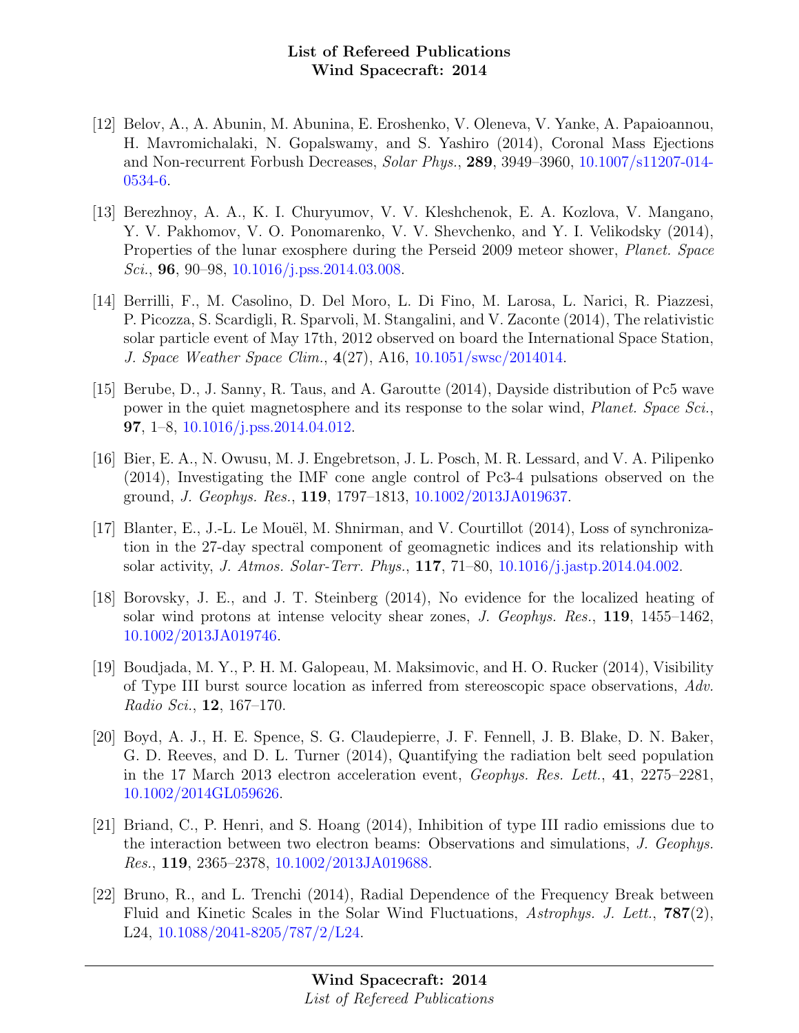[12] Belov, A., A. Abunin, M. Abunina, E. Eroshenko, V. Oleneva, V. Yanke, A. Papaioannou, H. Mavromichalaki, N. Gopalswamy, and S. Yashiro (2014), Coronal Mass Ejections and Non-recurrent Forbush Decreases, *Solar Phys.*, **289**, 3949–3960, 10.1007/s11207-014-0534-6.

[13] Berezhnoy, A. A., K. I. Churyumov, V. V. Kleshchenok, E. A. Kozlova, V. Mangano, Y. V. Pakhomov, V. O. Ponomarenko, V. V. Shevchenko, and Y. I. Velikodsky (2014), Properties of the lunar exosphere during the Perseid 2009 meteor shower, *Planet. Space Sci.*, **96**, 90–98, 10.1016/j.pss.2014.03.008.

[14] Berrilli, F., M. Casolino, D. Del Moro, L. Di Fino, M. Larosa, L. Narici, R. Piazzesi, P. Picozza, S. Scardigli, R. Sparvoli, M. Stangalini, and V. Zaconte (2014), The relativistic solar particle event of May 17th, 2012 observed on board the International Space Station, *J. Space Weather Space Clim.*, **4**(27), A16, 10.1051/swsc/2014014.

[15] Berube, D., J. Sanny, R. Taus, and A. Garoutte (2014), Dayside distribution of Pc5 wave power in the quiet magnetosphere and its response to the solar wind, *Planet. Space Sci.*, **97**, 1–8, 10.1016/j.pss.2014.04.012.

[16] Bier, E. A., N. Owusu, M. J. Engebretson, J. L. Posch, M. R. Lessard, and V. A. Pilipenko (2014), Investigating the IMF cone angle control of Pc3-4 pulsations observed on the ground, *J. Geophys. Res.*, **119**, 1797–1813, 10.1002/2013JA019637.

[17] Blanter, E., J.-L. Le Mouël, M. Shnirman, and V. Courtillot (2014), Loss of synchronization in the 27-day spectral component of geomagnetic indices and its relationship with solar activity, *J. Atmos. Solar-Terr. Phys.*, **117**, 71–80, 10.1016/j.jastp.2014.04.002.

[18] Borovsky, J. E., and J. T. Steinberg (2014), No evidence for the localized heating of solar wind protons at intense velocity shear zones, *J. Geophys. Res.*, **119**, 1455–1462, 10.1002/2013JA019746.

[19] Boudjada, M. Y., P. H. M. Galopeau, M. Maksimovic, and H. O. Rucker (2014), Visibility of Type III burst source location as inferred from stereoscopic space observations, *Adv. Radio Sci.*, **12**, 167–170.

[20] Boyd, A. J., H. E. Spence, S. G. Claudepierre, J. F. Fennell, J. B. Blake, D. N. Baker, G. D. Reeves, and D. L. Turner (2014), Quantifying the radiation belt seed population in the 17 March 2013 electron acceleration event, *Geophys. Res. Lett.*, **41**, 2275–2281, 10.1002/2014GL059626.

[21] Briand, C., P. Henri, and S. Hoang (2014), Inhibition of type III radio emissions due to the interaction between two electron beams: Observations and simulations, *J. Geophys. Res.*, **119**, 2365–2378, 10.1002/2013JA019688.

[22] Bruno, R., and L. Trenchi (2014), Radial Dependence of the Frequency Break between Fluid and Kinetic Scales in the Solar Wind Fluctuations, *Astrophys. J. Lett.*, **787**(2), L24, 10.1088/2041-8205/787/2/L24.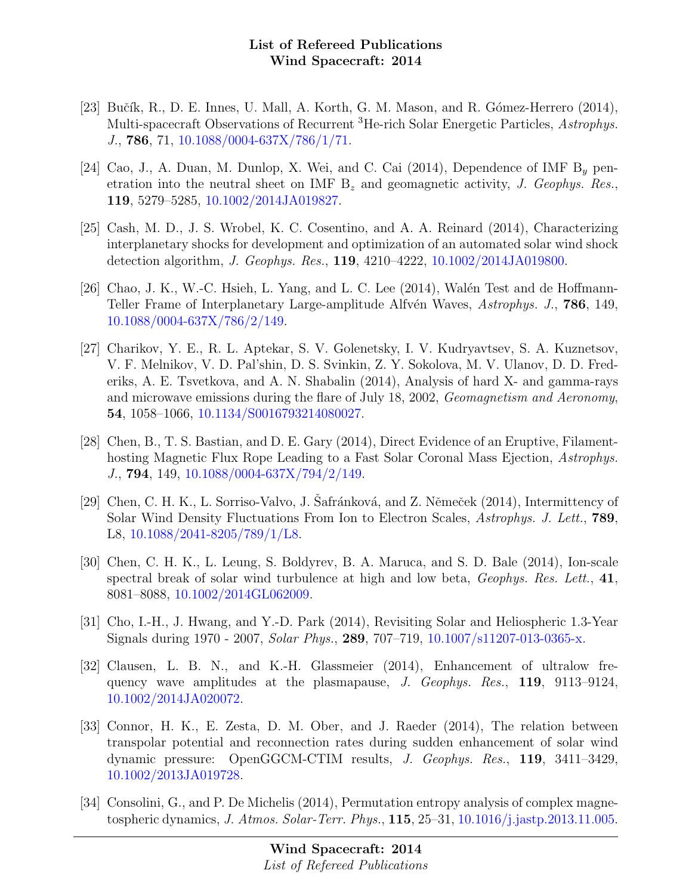[23] Bučík, R., D. E. Innes, U. Mall, A. Korth, G. M. Mason, and R. Gómez-Herrero (2014), Multi-spacecraft Observations of Recurrent $^3$He-rich Solar Energetic Particles, *Astrophys. J.*, **786**, 71, 10.1088/0004-637X/786/1/71.

[24] Cao, J., A. Duan, M. Dunlop, X. Wei, and C. Cai (2014), Dependence of IMF $B_y$ penetration into the neutral sheet on IMF $B_z$ and geomagnetic activity, *J. Geophys. Res.*, **119**, 5279–5285, 10.1002/2014JA019827.

[25] Cash, M. D., J. S. Wrobel, K. C. Cosentino, and A. A. Reinard (2014), Characterizing interplanetary shocks for development and optimization of an automated solar wind shock detection algorithm, *J. Geophys. Res.*, **119**, 4210–4222, 10.1002/2014JA019800.

[26] Chao, J. K., W.-C. Hsieh, L. Yang, and L. C. Lee (2014), Walén Test and de Hoffmann-Teller Frame of Interplanetary Large-amplitude Alfvén Waves, *Astrophys. J.*, **786**, 149, 10.1088/0004-637X/786/2/149.

[27] Charikov, Y. E., R. L. Aptekar, S. V. Golenetsky, I. V. Kudryavtsev, S. A. Kuznetsov, V. F. Melnikov, V. D. Pal'shin, D. S. Svinkin, Z. Y. Sokolova, M. V. Ulanov, D. D. Frederiks, A. E. Tsvetkova, and A. N. Shabalin (2014), Analysis of hard X- and gamma-rays and microwave emissions during the flare of July 18, 2002, *Geomagnetism and Aeronomy*, **54**, 1058–1066, 10.1134/S0016793214080027.

[28] Chen, B., T. S. Bastian, and D. E. Gary (2014), Direct Evidence of an Eruptive, Filament-hosting Magnetic Flux Rope Leading to a Fast Solar Coronal Mass Ejection, *Astrophys. J.*, **794**, 149, 10.1088/0004-637X/794/2/149.

[29] Chen, C. H. K., L. Sorriso-Valvo, J. Šafránková, and Z. Němeček (2014), Intermittency of Solar Wind Density Fluctuations From Ion to Electron Scales, *Astrophys. J. Lett.*, **789**, L8, 10.1088/2041-8205/789/1/L8.

[30] Chen, C. H. K., L. Leung, S. Boldyrev, B. A. Maruca, and S. D. Bale (2014), Ion-scale spectral break of solar wind turbulence at high and low beta, *Geophys. Res. Lett.*, **41**, 8081–8088, 10.1002/2014GL062009.

[31] Cho, I.-H., J. Hwang, and Y.-D. Park (2014), Revisiting Solar and Heliospheric 1.3-Year Signals during 1970 - 2007, *Solar Phys.*, **289**, 707–719, 10.1007/s11207-013-0365-x.

[32] Clausen, L. B. N., and K.-H. Glassmeier (2014), Enhancement of ultralow frequency wave amplitudes at the plasmapause, *J. Geophys. Res.*, **119**, 9113–9124, 10.1002/2014JA020072.

[33] Connor, H. K., E. Zesta, D. M. Ober, and J. Raeder (2014), The relation between transpolar potential and reconnection rates during sudden enhancement of solar wind dynamic pressure: OpenGGCM-CTIM results, *J. Geophys. Res.*, **119**, 3411–3429, 10.1002/2013JA019728.

[34] Consolini, G., and P. De Michelis (2014), Permutation entropy analysis of complex magnetospheric dynamics, *J. Atmos. Solar-Terr. Phys.*, **115**, 25–31, 10.1016/j.jastp.2013.11.005.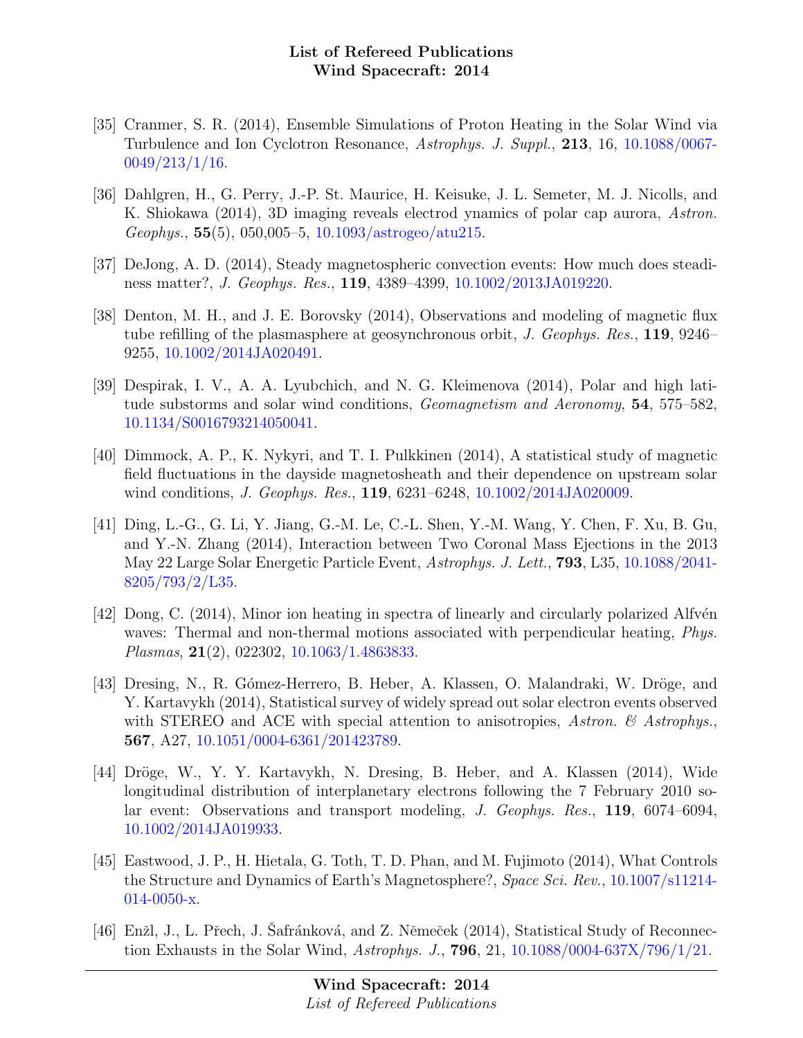[35] Cranmer, S. R. (2014), Ensemble Simulations of Proton Heating in the Solar Wind via Turbulence and Ion Cyclotron Resonance, *Astrophys. J. Suppl.*, **213**, 16, 10.1088/0067-0049/213/1/16.

[36] Dahlgren, H., G. Perry, J.-P. St. Maurice, H. Keisuke, J. L. Semeter, M. J. Nicolls, and K. Shiokawa (2014), 3D imaging reveals electrod ynamics of polar cap aurora, *Astron. Geophys.*, **55**(5), 050,005–5, 10.1093/astrogeo/atu215.

[37] DeJong, A. D. (2014), Steady magnetospheric convection events: How much does steadiness matter?, *J. Geophys. Res.*, **119**, 4389–4399, 10.1002/2013JA019220.

[38] Denton, M. H., and J. E. Borovsky (2014), Observations and modeling of magnetic flux tube refilling of the plasmasphere at geosynchronous orbit, *J. Geophys. Res.*, **119**, 9246–9255, 10.1002/2014JA020491.

[39] Despirak, I. V., A. A. Lyubchich, and N. G. Kleimenova (2014), Polar and high latitude substorms and solar wind conditions, *Geomagnetism and Aeronomy*, **54**, 575–582, 10.1134/S0016793214050041.

[40] Dimmock, A. P., K. Nykyri, and T. I. Pulkkinen (2014), A statistical study of magnetic field fluctuations in the dayside magnetosheath and their dependence on upstream solar wind conditions, *J. Geophys. Res.*, **119**, 6231–6248, 10.1002/2014JA020009.

[41] Ding, L.-G., G. Li, Y. Jiang, G.-M. Le, C.-L. Shen, Y.-M. Wang, Y. Chen, F. Xu, B. Gu, and Y.-N. Zhang (2014), Interaction between Two Coronal Mass Ejections in the 2013 May 22 Large Solar Energetic Particle Event, *Astrophys. J. Lett.*, **793**, L35, 10.1088/2041-8205/793/2/L35.

[42] Dong, C. (2014), Minor ion heating in spectra of linearly and circularly polarized Alfvén waves: Thermal and non-thermal motions associated with perpendicular heating, *Phys. Plasmas*, **21**(2), 022302, 10.1063/1.4863833.

[43] Dresing, N., R. Gómez-Herrero, B. Heber, A. Klassen, O. Malandraki, W. Dröge, and Y. Kartavykh (2014), Statistical survey of widely spread out solar electron events observed with STEREO and ACE with special attention to anisotropies, *Astron. & Astrophys.*, **567**, A27, 10.1051/0004-6361/201423789.

[44] Dröge, W., Y. Y. Kartavykh, N. Dresing, B. Heber, and A. Klassen (2014), Wide longitudinal distribution of interplanetary electrons following the 7 February 2010 solar event: Observations and transport modeling, *J. Geophys. Res.*, **119**, 6074–6094, 10.1002/2014JA019933.

[45] Eastwood, J. P., H. Hietala, G. Toth, T. D. Phan, and M. Fujimoto (2014), What Controls the Structure and Dynamics of Earth's Magnetosphere?, *Space Sci. Rev.*, 10.1007/s11214-014-0050-x.

[46] Enžl, J., L. Přech, J. Šafránková, and Z. Němeček (2014), Statistical Study of Reconnection Exhausts in the Solar Wind, *Astrophys. J.*, **796**, 21, 10.1088/0004-637X/796/1/21.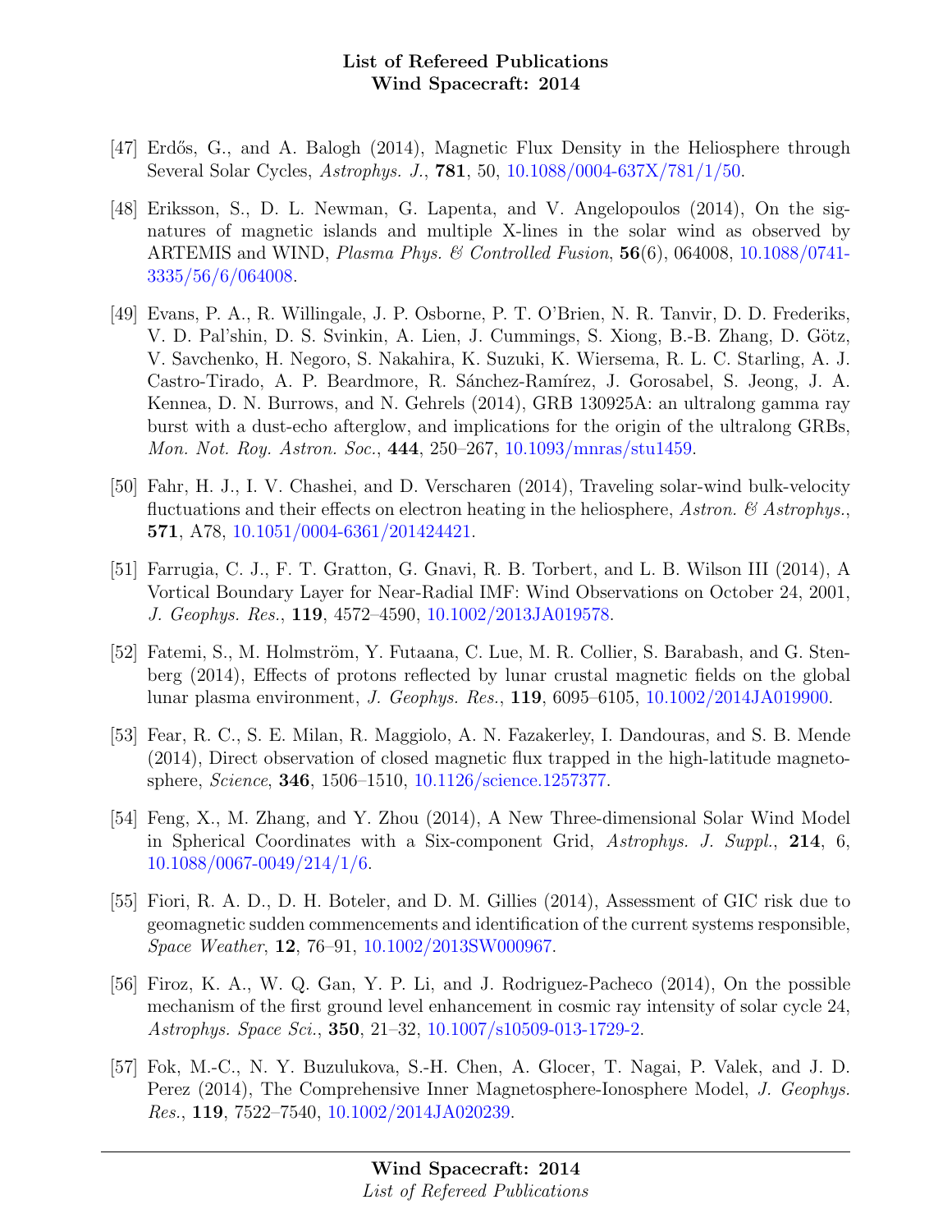[47] Erdős, G., and A. Balogh (2014), Magnetic Flux Density in the Heliosphere through Several Solar Cycles, *Astrophys. J.*, **781**, 50, 10.1088/0004-637X/781/1/50.

[48] Eriksson, S., D. L. Newman, G. Lapenta, and V. Angelopoulos (2014), On the signatures of magnetic islands and multiple X-lines in the solar wind as observed by ARTEMIS and WIND, *Plasma Phys. & Controlled Fusion*, **56**(6), 064008, 10.1088/0741-3335/56/6/064008.

[49] Evans, P. A., R. Willingale, J. P. Osborne, P. T. O'Brien, N. R. Tanvir, D. D. Frederiks, V. D. Pal'shin, D. S. Svinkin, A. Lien, J. Cummings, S. Xiong, B.-B. Zhang, D. Götz, V. Savchenko, H. Negoro, S. Nakahira, K. Suzuki, K. Wiersema, R. L. C. Starling, A. J. Castro-Tirado, A. P. Beardmore, R. Sánchez-Ramírez, J. Gorosabel, S. Jeong, J. A. Kennea, D. N. Burrows, and N. Gehrels (2014), GRB 130925A: an ultralong gamma ray burst with a dust-echo afterglow, and implications for the origin of the ultralong GRBs, *Mon. Not. Roy. Astron. Soc.*, **444**, 250–267, 10.1093/mnras/stu1459.

[50] Fahr, H. J., I. V. Chashei, and D. Verscharen (2014), Traveling solar-wind bulk-velocity fluctuations and their effects on electron heating in the heliosphere, *Astron. & Astrophys.*, **571**, A78, 10.1051/0004-6361/201424421.

[51] Farrugia, C. J., F. T. Gratton, G. Gnavi, R. B. Torbert, and L. B. Wilson III (2014), A Vortical Boundary Layer for Near-Radial IMF: Wind Observations on October 24, 2001, *J. Geophys. Res.*, **119**, 4572–4590, 10.1002/2013JA019578.

[52] Fatemi, S., M. Holmström, Y. Futaana, C. Lue, M. R. Collier, S. Barabash, and G. Stenberg (2014), Effects of protons reflected by lunar crustal magnetic fields on the global lunar plasma environment, *J. Geophys. Res.*, **119**, 6095–6105, 10.1002/2014JA019900.

[53] Fear, R. C., S. E. Milan, R. Maggiolo, A. N. Fazakerley, I. Dandouras, and S. B. Mende (2014), Direct observation of closed magnetic flux trapped in the high-latitude magnetosphere, *Science*, **346**, 1506–1510, 10.1126/science.1257377.

[54] Feng, X., M. Zhang, and Y. Zhou (2014), A New Three-dimensional Solar Wind Model in Spherical Coordinates with a Six-component Grid, *Astrophys. J. Suppl.*, **214**, 6, 10.1088/0067-0049/214/1/6.

[55] Fiori, R. A. D., D. H. Boteler, and D. M. Gillies (2014), Assessment of GIC risk due to geomagnetic sudden commencements and identification of the current systems responsible, *Space Weather*, **12**, 76–91, 10.1002/2013SW000967.

[56] Firoz, K. A., W. Q. Gan, Y. P. Li, and J. Rodriguez-Pacheco (2014), On the possible mechanism of the first ground level enhancement in cosmic ray intensity of solar cycle 24, *Astrophys. Space Sci.*, **350**, 21–32, 10.1007/s10509-013-1729-2.

[57] Fok, M.-C., N. Y. Buzulukova, S.-H. Chen, A. Glocer, T. Nagai, P. Valek, and J. D. Perez (2014), The Comprehensive Inner Magnetosphere-Ionosphere Model, *J. Geophys. Res.*, **119**, 7522–7540, 10.1002/2014JA020239.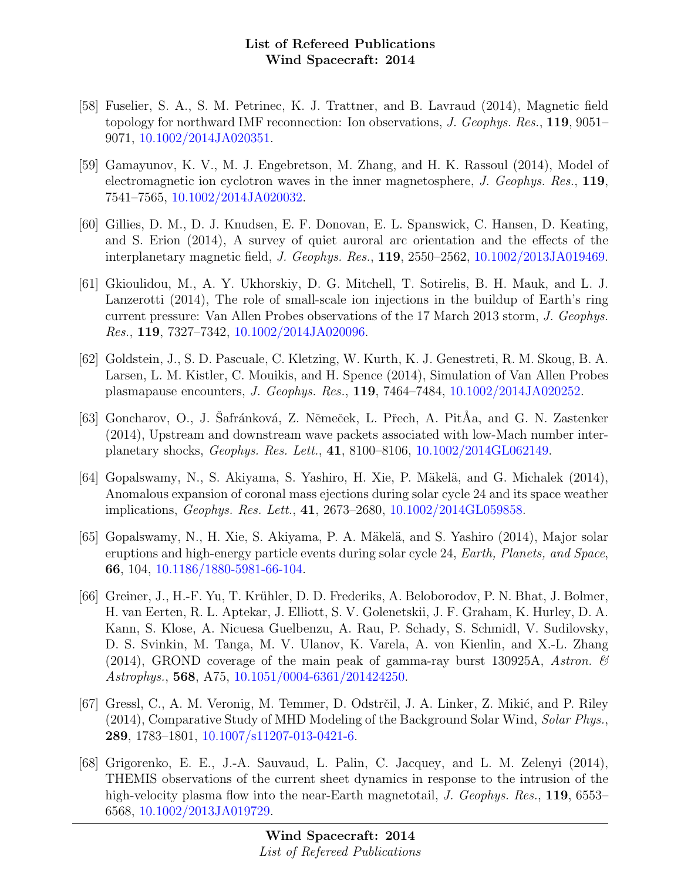[58] Fuselier, S. A., S. M. Petrinec, K. J. Trattner, and B. Lavraud (2014), Magnetic field topology for northward IMF reconnection: Ion observations, *J. Geophys. Res.*, **119**, 9051–9071, 10.1002/2014JA020351.

[59] Gamayunov, K. V., M. J. Engebretson, M. Zhang, and H. K. Rassoul (2014), Model of electromagnetic ion cyclotron waves in the inner magnetosphere, *J. Geophys. Res.*, **119**, 7541–7565, 10.1002/2014JA020032.

[60] Gillies, D. M., D. J. Knudsen, E. F. Donovan, E. L. Spanswick, C. Hansen, D. Keating, and S. Erion (2014), A survey of quiet auroral arc orientation and the effects of the interplanetary magnetic field, *J. Geophys. Res.*, **119**, 2550–2562, 10.1002/2013JA019469.

[61] Gkioulidou, M., A. Y. Ukhorskiy, D. G. Mitchell, T. Sotirelis, B. H. Mauk, and L. J. Lanzerotti (2014), The role of small-scale ion injections in the buildup of Earth's ring current pressure: Van Allen Probes observations of the 17 March 2013 storm, *J. Geophys. Res.*, **119**, 7327–7342, 10.1002/2014JA020096.

[62] Goldstein, J., S. D. Pascuale, C. Kletzing, W. Kurth, K. J. Genestreti, R. M. Skoug, B. A. Larsen, L. M. Kistler, C. Mouikis, and H. Spence (2014), Simulation of Van Allen Probes plasmapause encounters, *J. Geophys. Res.*, **119**, 7464–7484, 10.1002/2014JA020252.

[63] Goncharov, O., J. Šafránková, Z. Němeček, L. Přech, A. PitÅa, and G. N. Zastenker (2014), Upstream and downstream wave packets associated with low-Mach number interplanetary shocks, *Geophys. Res. Lett.*, **41**, 8100–8106, 10.1002/2014GL062149.

[64] Gopalswamy, N., S. Akiyama, S. Yashiro, H. Xie, P. Mäkelä, and G. Michalek (2014), Anomalous expansion of coronal mass ejections during solar cycle 24 and its space weather implications, *Geophys. Res. Lett.*, **41**, 2673–2680, 10.1002/2014GL059858.

[65] Gopalswamy, N., H. Xie, S. Akiyama, P. A. Mäkelä, and S. Yashiro (2014), Major solar eruptions and high-energy particle events during solar cycle 24, *Earth, Planets, and Space*, **66**, 104, 10.1186/1880-5981-66-104.

[66] Greiner, J., H.-F. Yu, T. Krühler, D. D. Frederiks, A. Beloborodov, P. N. Bhat, J. Bolmer, H. van Eerten, R. L. Aptekar, J. Elliott, S. V. Golenetskii, J. F. Graham, K. Hurley, D. A. Kann, S. Klose, A. Nicuesa Guelbenzu, A. Rau, P. Schady, S. Schmidl, V. Sudilovsky, D. S. Svinkin, M. Tanga, M. V. Ulanov, K. Varela, A. von Kienlin, and X.-L. Zhang (2014), GROND coverage of the main peak of gamma-ray burst 130925A, *Astron. & Astrophys.*, **568**, A75, 10.1051/0004-6361/201424250.

[67] Gressl, C., A. M. Veronig, M. Temmer, D. Odstrčil, J. A. Linker, Z. Mikić, and P. Riley (2014), Comparative Study of MHD Modeling of the Background Solar Wind, *Solar Phys.*, **289**, 1783–1801, 10.1007/s11207-013-0421-6.

[68] Grigorenko, E. E., J.-A. Sauvaud, L. Palin, C. Jacquey, and L. M. Zelenyi (2014), THEMIS observations of the current sheet dynamics in response to the intrusion of the high-velocity plasma flow into the near-Earth magnetotail, *J. Geophys. Res.*, **119**, 6553–6568, 10.1002/2013JA019729.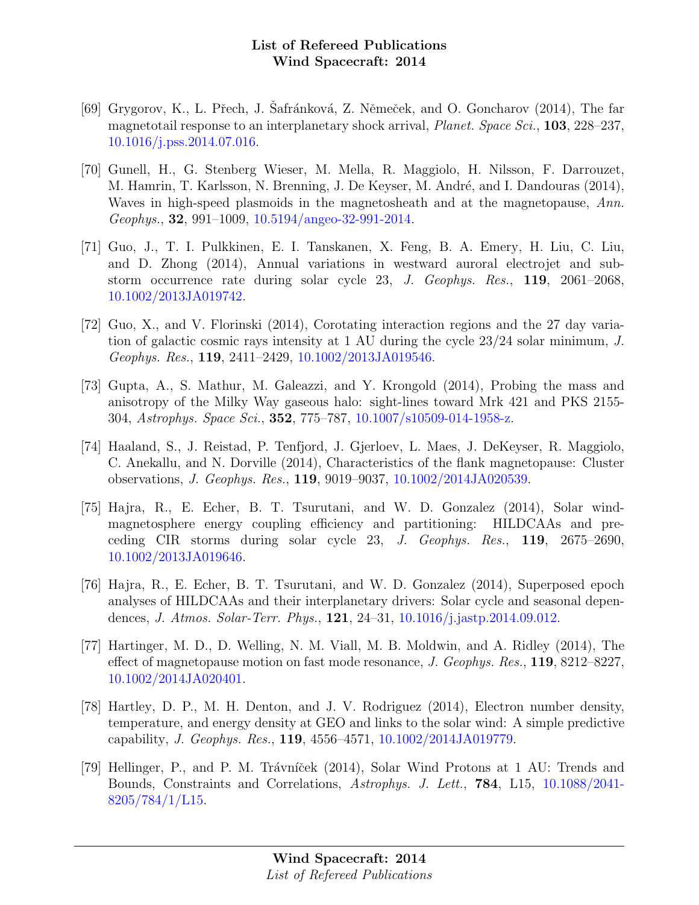[69] Grygorov, K., L. Přech, J. Šafránková, Z. Němeček, and O. Goncharov (2014), The far magnetotail response to an interplanetary shock arrival, *Planet. Space Sci.*, **103**, 228–237, 10.1016/j.pss.2014.07.016.

[70] Gunell, H., G. Stenberg Wieser, M. Mella, R. Maggiolo, H. Nilsson, F. Darrouzet, M. Hamrin, T. Karlsson, N. Brenning, J. De Keyser, M. André, and I. Dandouras (2014), Waves in high-speed plasmoids in the magnetosheath and at the magnetopause, *Ann. Geophys.*, **32**, 991–1009, 10.5194/angeo-32-991-2014.

[71] Guo, J., T. I. Pulkkinen, E. I. Tanskanen, X. Feng, B. A. Emery, H. Liu, C. Liu, and D. Zhong (2014), Annual variations in westward auroral electrojet and substorm occurrence rate during solar cycle 23, *J. Geophys. Res.*, **119**, 2061–2068, 10.1002/2013JA019742.

[72] Guo, X., and V. Florinski (2014), Corotating interaction regions and the 27 day variation of galactic cosmic rays intensity at 1 AU during the cycle 23/24 solar minimum, *J. Geophys. Res.*, **119**, 2411–2429, 10.1002/2013JA019546.

[73] Gupta, A., S. Mathur, M. Galeazzi, and Y. Krongold (2014), Probing the mass and anisotropy of the Milky Way gaseous halo: sight-lines toward Mrk 421 and PKS 2155-304, *Astrophys. Space Sci.*, **352**, 775–787, 10.1007/s10509-014-1958-z.

[74] Haaland, S., J. Reistad, P. Tenfjord, J. Gjerloev, L. Maes, J. DeKeyser, R. Maggiolo, C. Anekallu, and N. Dorville (2014), Characteristics of the flank magnetopause: Cluster observations, *J. Geophys. Res.*, **119**, 9019–9037, 10.1002/2014JA020539.

[75] Hajra, R., E. Echer, B. T. Tsurutani, and W. D. Gonzalez (2014), Solar wind-magnetosphere energy coupling efficiency and partitioning: HILDCAAs and preceding CIR storms during solar cycle 23, *J. Geophys. Res.*, **119**, 2675–2690, 10.1002/2013JA019646.

[76] Hajra, R., E. Echer, B. T. Tsurutani, and W. D. Gonzalez (2014), Superposed epoch analyses of HILDCAAs and their interplanetary drivers: Solar cycle and seasonal dependences, *J. Atmos. Solar-Terr. Phys.*, **121**, 24–31, 10.1016/j.jastp.2014.09.012.

[77] Hartinger, M. D., D. Welling, N. M. Viall, M. B. Moldwin, and A. Ridley (2014), The effect of magnetopause motion on fast mode resonance, *J. Geophys. Res.*, **119**, 8212–8227, 10.1002/2014JA020401.

[78] Hartley, D. P., M. H. Denton, and J. V. Rodriguez (2014), Electron number density, temperature, and energy density at GEO and links to the solar wind: A simple predictive capability, *J. Geophys. Res.*, **119**, 4556–4571, 10.1002/2014JA019779.

[79] Hellinger, P., and P. M. Trávníček (2014), Solar Wind Protons at 1 AU: Trends and Bounds, Constraints and Correlations, *Astrophys. J. Lett.*, **784**, L15, 10.1088/2041-8205/784/1/L15.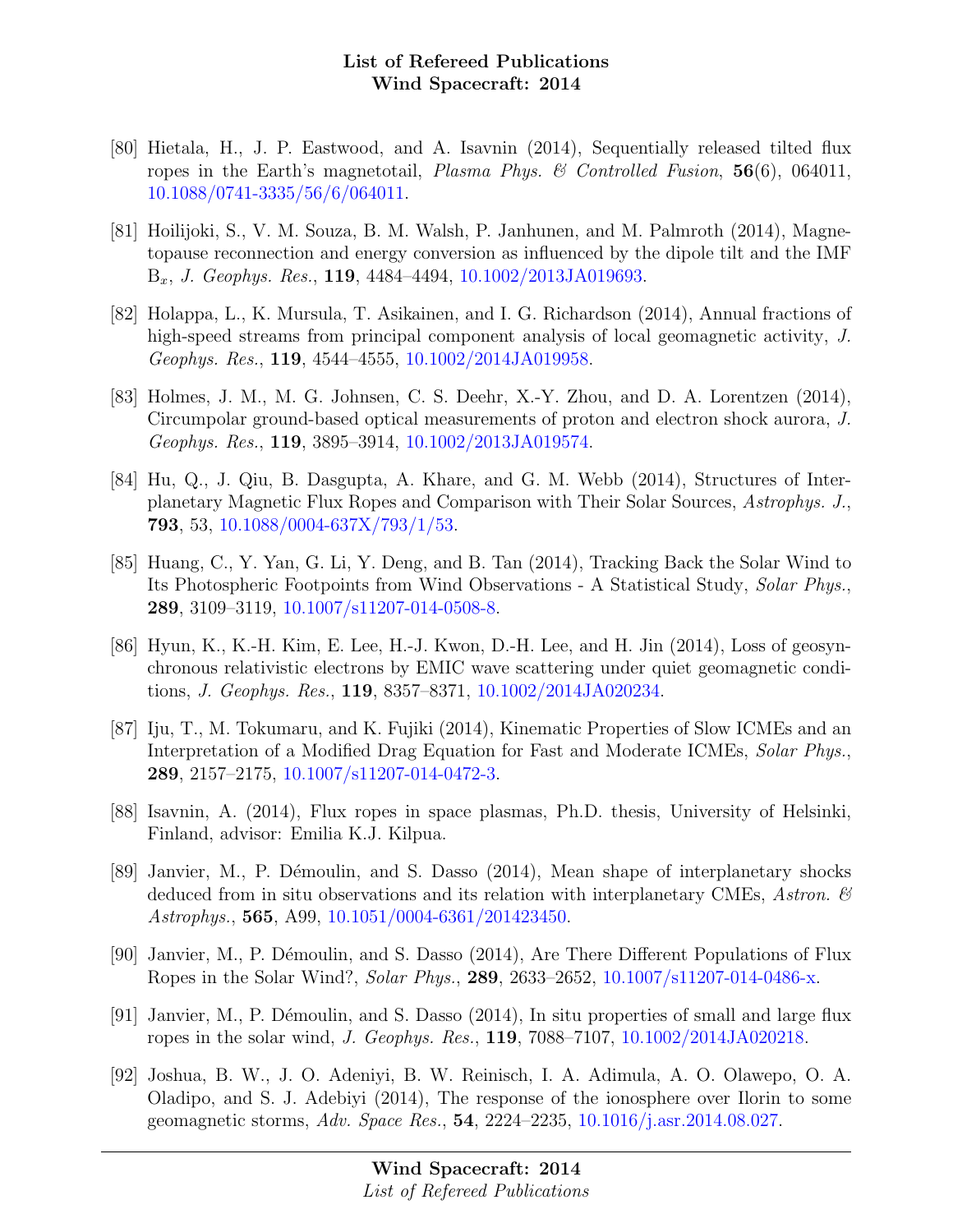[80] Hietala, H., J. P. Eastwood, and A. Isavnin (2014), Sequentially released tilted flux ropes in the Earth's magnetotail, *Plasma Phys. & Controlled Fusion*, **56**(6), 064011, 10.1088/0741-3335/56/6/064011.

[81] Hoilijoki, S., V. M. Souza, B. M. Walsh, P. Janhunen, and M. Palmroth (2014), Magnetopause reconnection and energy conversion as influenced by the dipole tilt and the IMF $B_x$, *J. Geophys. Res.*, **119**, 4484–4494, 10.1002/2013JA019693.

[82] Holappa, L., K. Mursula, T. Asikainen, and I. G. Richardson (2014), Annual fractions of high-speed streams from principal component analysis of local geomagnetic activity, *J. Geophys. Res.*, **119**, 4544–4555, 10.1002/2014JA019958.

[83] Holmes, J. M., M. G. Johnsen, C. S. Deehr, X.-Y. Zhou, and D. A. Lorentzen (2014), Circumpolar ground-based optical measurements of proton and electron shock aurora, *J. Geophys. Res.*, **119**, 3895–3914, 10.1002/2013JA019574.

[84] Hu, Q., J. Qiu, B. Dasgupta, A. Khare, and G. M. Webb (2014), Structures of Interplanetary Magnetic Flux Ropes and Comparison with Their Solar Sources, *Astrophys. J.*, **793**, 53, 10.1088/0004-637X/793/1/53.

[85] Huang, C., Y. Yan, G. Li, Y. Deng, and B. Tan (2014), Tracking Back the Solar Wind to Its Photospheric Footpoints from Wind Observations - A Statistical Study, *Solar Phys.*, **289**, 3109–3119, 10.1007/s11207-014-0508-8.

[86] Hyun, K., K.-H. Kim, E. Lee, H.-J. Kwon, D.-H. Lee, and H. Jin (2014), Loss of geosynchronous relativistic electrons by EMIC wave scattering under quiet geomagnetic conditions, *J. Geophys. Res.*, **119**, 8357–8371, 10.1002/2014JA020234.

[87] Iju, T., M. Tokumaru, and K. Fujiki (2014), Kinematic Properties of Slow ICMEs and an Interpretation of a Modified Drag Equation for Fast and Moderate ICMEs, *Solar Phys.*, **289**, 2157–2175, 10.1007/s11207-014-0472-3.

[88] Isavnin, A. (2014), Flux ropes in space plasmas, Ph.D. thesis, University of Helsinki, Finland, advisor: Emilia K.J. Kilpua.

[89] Janvier, M., P. Démoulin, and S. Dasso (2014), Mean shape of interplanetary shocks deduced from in situ observations and its relation with interplanetary CMEs, *Astron. & Astrophys.*, **565**, A99, 10.1051/0004-6361/201423450.

[90] Janvier, M., P. Démoulin, and S. Dasso (2014), Are There Different Populations of Flux Ropes in the Solar Wind?, *Solar Phys.*, **289**, 2633–2652, 10.1007/s11207-014-0486-x.

[91] Janvier, M., P. Démoulin, and S. Dasso (2014), In situ properties of small and large flux ropes in the solar wind, *J. Geophys. Res.*, **119**, 7088–7107, 10.1002/2014JA020218.

[92] Joshua, B. W., J. O. Adeniyi, B. W. Reinisch, I. A. Adimula, A. O. Olawepo, O. A. Oladipo, and S. J. Adebiyi (2014), The response of the ionosphere over Ilorin to some geomagnetic storms, *Adv. Space Res.*, **54**, 2224–2235, 10.1016/j.asr.2014.08.027.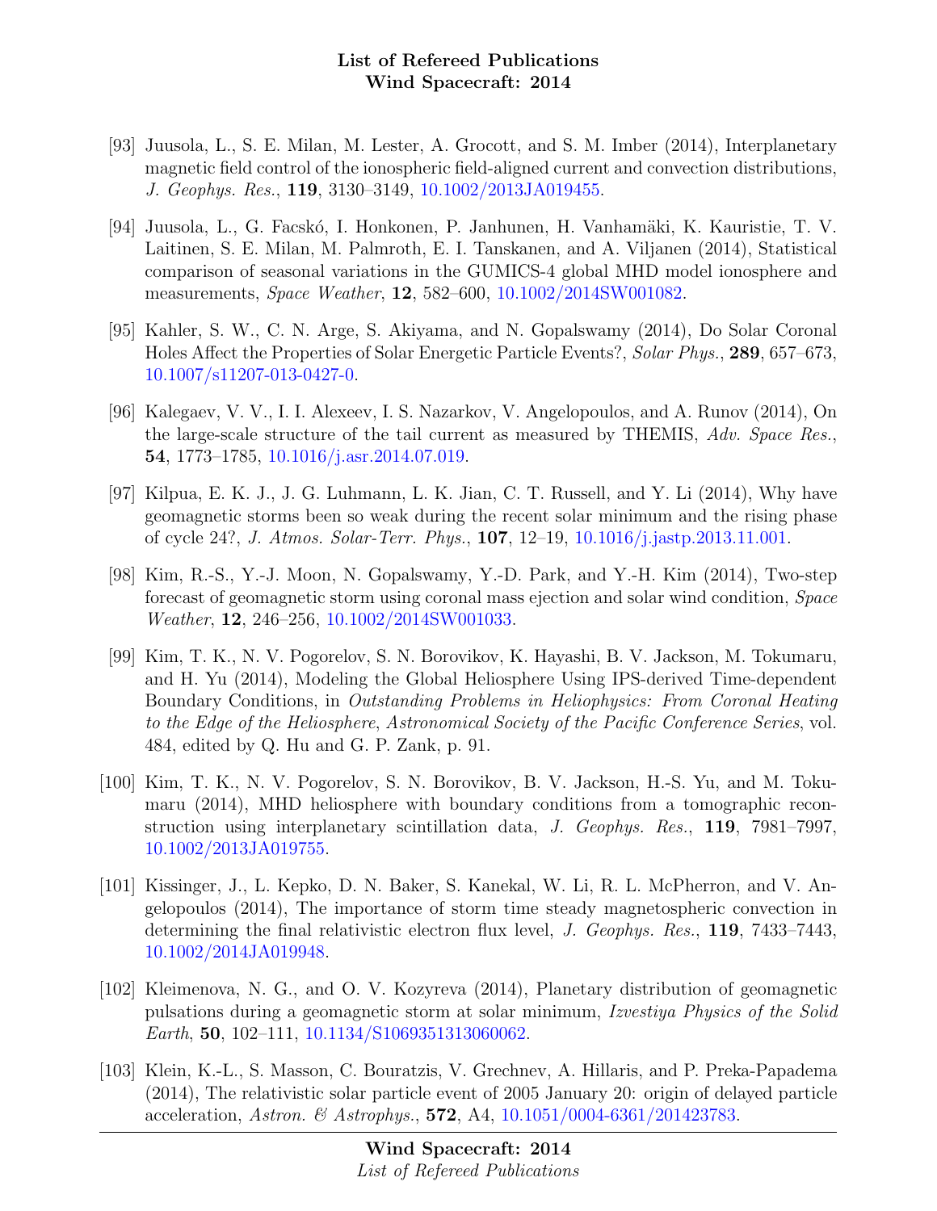[93] Juusola, L., S. E. Milan, M. Lester, A. Grocott, and S. M. Imber (2014), Interplanetary magnetic field control of the ionospheric field-aligned current and convection distributions, *J. Geophys. Res.*, **119**, 3130–3149, 10.1002/2013JA019455.

[94] Juusola, L., G. Facskó, I. Honkonen, P. Janhunen, H. Vanhamäki, K. Kauristie, T. V. Laitinen, S. E. Milan, M. Palmroth, E. I. Tanskanen, and A. Viljanen (2014), Statistical comparison of seasonal variations in the GUMICS-4 global MHD model ionosphere and measurements, *Space Weather*, **12**, 582–600, 10.1002/2014SW001082.

[95] Kahler, S. W., C. N. Arge, S. Akiyama, and N. Gopalswamy (2014), Do Solar Coronal Holes Affect the Properties of Solar Energetic Particle Events?, *Solar Phys.*, **289**, 657–673, 10.1007/s11207-013-0427-0.

[96] Kalegaev, V. V., I. I. Alexeev, I. S. Nazarkov, V. Angelopoulos, and A. Runov (2014), On the large-scale structure of the tail current as measured by THEMIS, *Adv. Space Res.*, **54**, 1773–1785, 10.1016/j.asr.2014.07.019.

[97] Kilpua, E. K. J., J. G. Luhmann, L. K. Jian, C. T. Russell, and Y. Li (2014), Why have geomagnetic storms been so weak during the recent solar minimum and the rising phase of cycle 24?, *J. Atmos. Solar-Terr. Phys.*, **107**, 12–19, 10.1016/j.jastp.2013.11.001.

[98] Kim, R.-S., Y.-J. Moon, N. Gopalswamy, Y.-D. Park, and Y.-H. Kim (2014), Two-step forecast of geomagnetic storm using coronal mass ejection and solar wind condition, *Space Weather*, **12**, 246–256, 10.1002/2014SW001033.

[99] Kim, T. K., N. V. Pogorelov, S. N. Borovikov, K. Hayashi, B. V. Jackson, M. Tokumaru, and H. Yu (2014), Modeling the Global Heliosphere Using IPS-derived Time-dependent Boundary Conditions, in *Outstanding Problems in Heliophysics: From Coronal Heating to the Edge of the Heliosphere*, *Astronomical Society of the Pacific Conference Series*, vol. 484, edited by Q. Hu and G. P. Zank, p. 91.

[100] Kim, T. K., N. V. Pogorelov, S. N. Borovikov, B. V. Jackson, H.-S. Yu, and M. Tokumaru (2014), MHD heliosphere with boundary conditions from a tomographic reconstruction using interplanetary scintillation data, *J. Geophys. Res.*, **119**, 7981–7997, 10.1002/2013JA019755.

[101] Kissinger, J., L. Kepko, D. N. Baker, S. Kanekal, W. Li, R. L. McPherron, and V. Angelopoulos (2014), The importance of storm time steady magnetospheric convection in determining the final relativistic electron flux level, *J. Geophys. Res.*, **119**, 7433–7443, 10.1002/2014JA019948.

[102] Kleimenova, N. G., and O. V. Kozyreva (2014), Planetary distribution of geomagnetic pulsations during a geomagnetic storm at solar minimum, *Izvestiya Physics of the Solid Earth*, **50**, 102–111, 10.1134/S1069351313060062.

[103] Klein, K.-L., S. Masson, C. Bouratzis, V. Grechnev, A. Hillaris, and P. Preka-Papadema (2014), The relativistic solar particle event of 2005 January 20: origin of delayed particle acceleration, *Astron. & Astrophys.*, **572**, A4, 10.1051/0004-6361/201423783.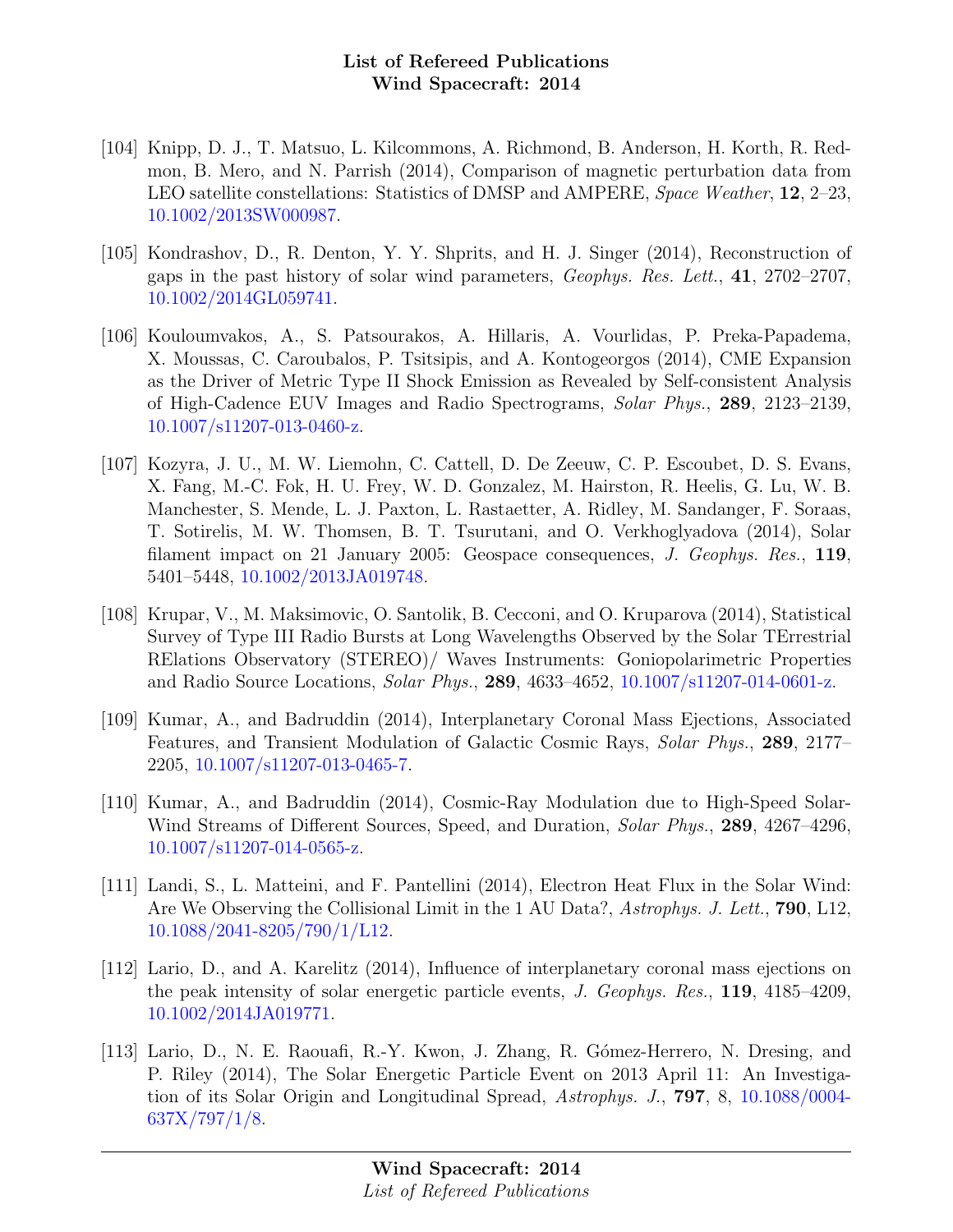[104] Knipp, D. J., T. Matsuo, L. Kilcommons, A. Richmond, B. Anderson, H. Korth, R. Redmon, B. Mero, and N. Parrish (2014), Comparison of magnetic perturbation data from LEO satellite constellations: Statistics of DMSP and AMPERE, *Space Weather*, **12**, 2–23, 10.1002/2013SW000987.

[105] Kondrashov, D., R. Denton, Y. Y. Shprits, and H. J. Singer (2014), Reconstruction of gaps in the past history of solar wind parameters, *Geophys. Res. Lett.*, **41**, 2702–2707, 10.1002/2014GL059741.

[106] Kouloumvakos, A., S. Patsourakos, A. Hillaris, A. Vourlidas, P. Preka-Papadema, X. Moussas, C. Caroubalos, P. Tsitsipis, and A. Kontogeorgos (2014), CME Expansion as the Driver of Metric Type II Shock Emission as Revealed by Self-consistent Analysis of High-Cadence EUV Images and Radio Spectrograms, *Solar Phys.*, **289**, 2123–2139, 10.1007/s11207-013-0460-z.

[107] Kozyra, J. U., M. W. Liemohn, C. Cattell, D. De Zeeuw, C. P. Escoubet, D. S. Evans, X. Fang, M.-C. Fok, H. U. Frey, W. D. Gonzalez, M. Hairston, R. Heelis, G. Lu, W. B. Manchester, S. Mende, L. J. Paxton, L. Rastaetter, A. Ridley, M. Sandanger, F. Soraas, T. Sotirelis, M. W. Thomsen, B. T. Tsurutani, and O. Verkhoglyadova (2014), Solar filament impact on 21 January 2005: Geospace consequences, *J. Geophys. Res.*, **119**, 5401–5448, 10.1002/2013JA019748.

[108] Krupar, V., M. Maksimovic, O. Santolik, B. Cecconi, and O. Kruparova (2014), Statistical Survey of Type III Radio Bursts at Long Wavelengths Observed by the Solar TErrestrial RElations Observatory (STEREO)/ Waves Instruments: Goniopolarimetric Properties and Radio Source Locations, *Solar Phys.*, **289**, 4633–4652, 10.1007/s11207-014-0601-z.

[109] Kumar, A., and Badruddin (2014), Interplanetary Coronal Mass Ejections, Associated Features, and Transient Modulation of Galactic Cosmic Rays, *Solar Phys.*, **289**, 2177–2205, 10.1007/s11207-013-0465-7.

[110] Kumar, A., and Badruddin (2014), Cosmic-Ray Modulation due to High-Speed Solar-Wind Streams of Different Sources, Speed, and Duration, *Solar Phys.*, **289**, 4267–4296, 10.1007/s11207-014-0565-z.

[111] Landi, S., L. Matteini, and F. Pantellini (2014), Electron Heat Flux in the Solar Wind: Are We Observing the Collisional Limit in the 1 AU Data?, *Astrophys. J. Lett.*, **790**, L12, 10.1088/2041-8205/790/1/L12.

[112] Lario, D., and A. Karelitz (2014), Influence of interplanetary coronal mass ejections on the peak intensity of solar energetic particle events, *J. Geophys. Res.*, **119**, 4185–4209, 10.1002/2014JA019771.

[113] Lario, D., N. E. Raouafi, R.-Y. Kwon, J. Zhang, R. Gómez-Herrero, N. Dresing, and P. Riley (2014), The Solar Energetic Particle Event on 2013 April 11: An Investigation of its Solar Origin and Longitudinal Spread, *Astrophys. J.*, **797**, 8, 10.1088/0004-637X/797/1/8.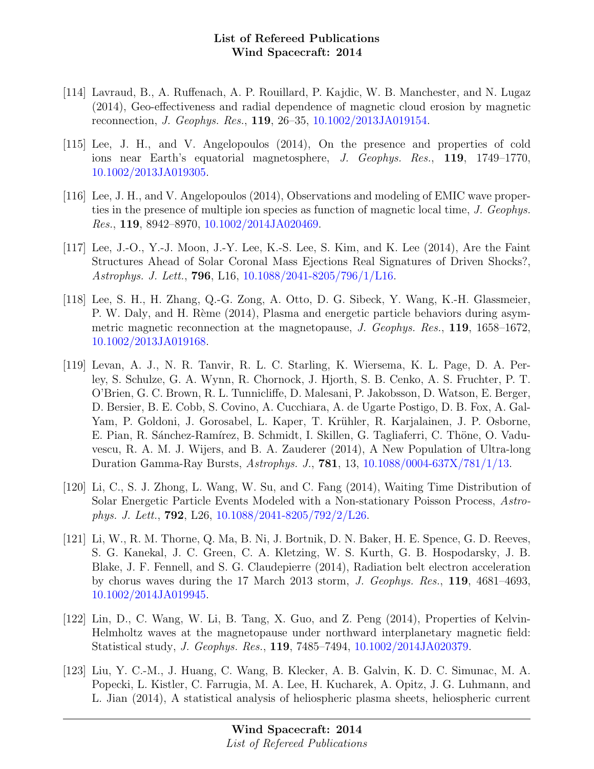[114] Lavraud, B., A. Ruffenach, A. P. Rouillard, P. Kajdic, W. B. Manchester, and N. Lugaz (2014), Geo-effectiveness and radial dependence of magnetic cloud erosion by magnetic reconnection, *J. Geophys. Res.*, **119**, 26–35, 10.1002/2013JA019154.

[115] Lee, J. H., and V. Angelopoulos (2014), On the presence and properties of cold ions near Earth's equatorial magnetosphere, *J. Geophys. Res.*, **119**, 1749–1770, 10.1002/2013JA019305.

[116] Lee, J. H., and V. Angelopoulos (2014), Observations and modeling of EMIC wave properties in the presence of multiple ion species as function of magnetic local time, *J. Geophys. Res.*, **119**, 8942–8970, 10.1002/2014JA020469.

[117] Lee, J.-O., Y.-J. Moon, J.-Y. Lee, K.-S. Lee, S. Kim, and K. Lee (2014), Are the Faint Structures Ahead of Solar Coronal Mass Ejections Real Signatures of Driven Shocks?, *Astrophys. J. Lett.*, **796**, L16, 10.1088/2041-8205/796/1/L16.

[118] Lee, S. H., H. Zhang, Q.-G. Zong, A. Otto, D. G. Sibeck, Y. Wang, K.-H. Glassmeier, P. W. Daly, and H. Rème (2014), Plasma and energetic particle behaviors during asymmetric magnetic reconnection at the magnetopause, *J. Geophys. Res.*, **119**, 1658–1672, 10.1002/2013JA019168.

[119] Levan, A. J., N. R. Tanvir, R. L. C. Starling, K. Wiersema, K. L. Page, D. A. Perley, S. Schulze, G. A. Wynn, R. Chornock, J. Hjorth, S. B. Cenko, A. S. Fruchter, P. T. O'Brien, G. C. Brown, R. L. Tunnicliffe, D. Malesani, P. Jakobsson, D. Watson, E. Berger, D. Bersier, B. E. Cobb, S. Covino, A. Cucchiara, A. de Ugarte Postigo, D. B. Fox, A. Gal-Yam, P. Goldoni, J. Gorosabel, L. Kaper, T. Krühler, R. Karjalainen, J. P. Osborne, E. Pian, R. Sánchez-Ramírez, B. Schmidt, I. Skillen, G. Tagliaferri, C. Thöne, O. Vaduvescu, R. A. M. J. Wijers, and B. A. Zauderer (2014), A New Population of Ultra-long Duration Gamma-Ray Bursts, *Astrophys. J.*, **781**, 13, 10.1088/0004-637X/781/1/13.

[120] Li, C., S. J. Zhong, L. Wang, W. Su, and C. Fang (2014), Waiting Time Distribution of Solar Energetic Particle Events Modeled with a Non-stationary Poisson Process, *Astrophys. J. Lett.*, **792**, L26, 10.1088/2041-8205/792/2/L26.

[121] Li, W., R. M. Thorne, Q. Ma, B. Ni, J. Bortnik, D. N. Baker, H. E. Spence, G. D. Reeves, S. G. Kanekal, J. C. Green, C. A. Kletzing, W. S. Kurth, G. B. Hospodarsky, J. B. Blake, J. F. Fennell, and S. G. Claudepierre (2014), Radiation belt electron acceleration by chorus waves during the 17 March 2013 storm, *J. Geophys. Res.*, **119**, 4681–4693, 10.1002/2014JA019945.

[122] Lin, D., C. Wang, W. Li, B. Tang, X. Guo, and Z. Peng (2014), Properties of Kelvin-Helmholtz waves at the magnetopause under northward interplanetary magnetic field: Statistical study, *J. Geophys. Res.*, **119**, 7485–7494, 10.1002/2014JA020379.

[123] Liu, Y. C.-M., J. Huang, C. Wang, B. Klecker, A. B. Galvin, K. D. C. Simunac, M. A. Popecki, L. Kistler, C. Farrugia, M. A. Lee, H. Kucharek, A. Opitz, J. G. Luhmann, and L. Jian (2014), A statistical analysis of heliospheric plasma sheets, heliospheric current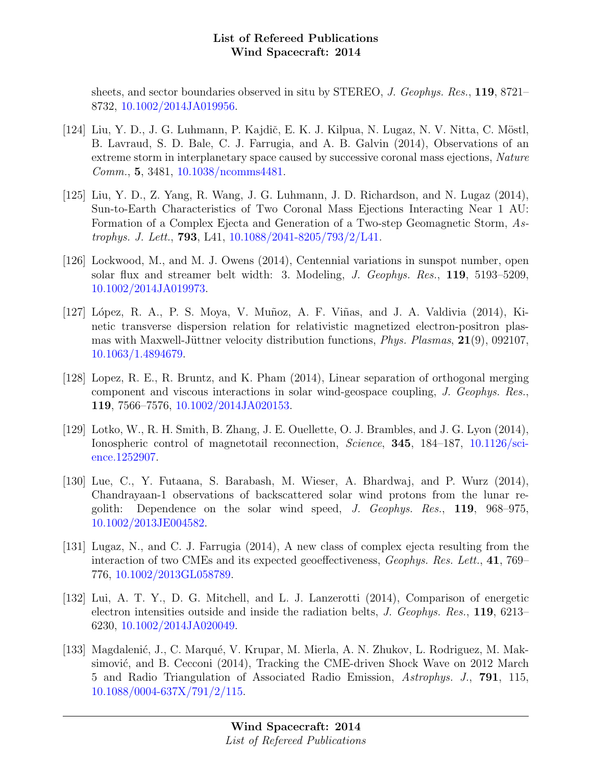sheets, and sector boundaries observed in situ by STEREO, *J. Geophys. Res.*, **119**, 8721–8732, 10.1002/2014JA019956.

[124] Liu, Y. D., J. G. Luhmann, P. Kajdič, E. K. J. Kilpua, N. Lugaz, N. V. Nitta, C. Möstl, B. Lavraud, S. D. Bale, C. J. Farrugia, and A. B. Galvin (2014), Observations of an extreme storm in interplanetary space caused by successive coronal mass ejections, *Nature Comm.*, **5**, 3481, 10.1038/ncomms4481.

[125] Liu, Y. D., Z. Yang, R. Wang, J. G. Luhmann, J. D. Richardson, and N. Lugaz (2014), Sun-to-Earth Characteristics of Two Coronal Mass Ejections Interacting Near 1 AU: Formation of a Complex Ejecta and Generation of a Two-step Geomagnetic Storm, *Astrophys. J. Lett.*, **793**, L41, 10.1088/2041-8205/793/2/L41.

[126] Lockwood, M., and M. J. Owens (2014), Centennial variations in sunspot number, open solar flux and streamer belt width: 3. Modeling, *J. Geophys. Res.*, **119**, 5193–5209, 10.1002/2014JA019973.

[127] López, R. A., P. S. Moya, V. Muñoz, A. F. Viñas, and J. A. Valdivia (2014), Kinetic transverse dispersion relation for relativistic magnetized electron-positron plasmas with Maxwell-Jüttner velocity distribution functions, *Phys. Plasmas*, **21**(9), 092107, 10.1063/1.4894679.

[128] Lopez, R. E., R. Bruntz, and K. Pham (2014), Linear separation of orthogonal merging component and viscous interactions in solar wind-geospace coupling, *J. Geophys. Res.*, **119**, 7566–7576, 10.1002/2014JA020153.

[129] Lotko, W., R. H. Smith, B. Zhang, J. E. Ouellette, O. J. Brambles, and J. G. Lyon (2014), Ionospheric control of magnetotail reconnection, *Science*, **345**, 184–187, 10.1126/science.1252907.

[130] Lue, C., Y. Futaana, S. Barabash, M. Wieser, A. Bhardwaj, and P. Wurz (2014), Chandrayaan-1 observations of backscattered solar wind protons from the lunar regolith: Dependence on the solar wind speed, *J. Geophys. Res.*, **119**, 968–975, 10.1002/2013JE004582.

[131] Lugaz, N., and C. J. Farrugia (2014), A new class of complex ejecta resulting from the interaction of two CMEs and its expected geoeffectiveness, *Geophys. Res. Lett.*, **41**, 769–776, 10.1002/2013GL058789.

[132] Lui, A. T. Y., D. G. Mitchell, and L. J. Lanzerotti (2014), Comparison of energetic electron intensities outside and inside the radiation belts, *J. Geophys. Res.*, **119**, 6213–6230, 10.1002/2014JA020049.

[133] Magdalenić, J., C. Marqué, V. Krupar, M. Mierla, A. N. Zhukov, L. Rodriguez, M. Maksimović, and B. Cecconi (2014), Tracking the CME-driven Shock Wave on 2012 March 5 and Radio Triangulation of Associated Radio Emission, *Astrophys. J.*, **791**, 115, 10.1088/0004-637X/791/2/115.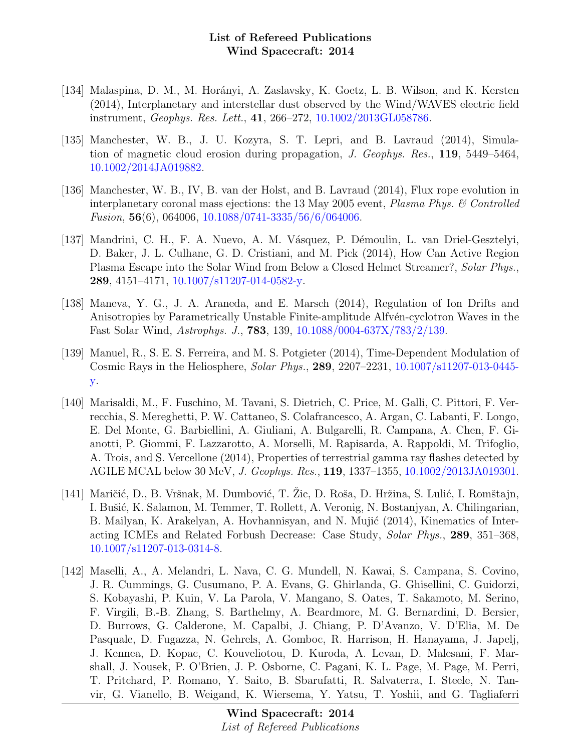[134] Malaspina, D. M., M. Horányi, A. Zaslavsky, K. Goetz, L. B. Wilson, and K. Kersten (2014), Interplanetary and interstellar dust observed by the Wind/WAVES electric field instrument, *Geophys. Res. Lett.*, **41**, 266–272, 10.1002/2013GL058786.

[135] Manchester, W. B., J. U. Kozyra, S. T. Lepri, and B. Lavraud (2014), Simulation of magnetic cloud erosion during propagation, *J. Geophys. Res.*, **119**, 5449–5464, 10.1002/2014JA019882.

[136] Manchester, W. B., IV, B. van der Holst, and B. Lavraud (2014), Flux rope evolution in interplanetary coronal mass ejections: the 13 May 2005 event, *Plasma Phys. & Controlled Fusion*, **56**(6), 064006, 10.1088/0741-3335/56/6/064006.

[137] Mandrini, C. H., F. A. Nuevo, A. M. Vásquez, P. Démoulin, L. van Driel-Gesztelyi, D. Baker, J. L. Culhane, G. D. Cristiani, and M. Pick (2014), How Can Active Region Plasma Escape into the Solar Wind from Below a Closed Helmet Streamer?, *Solar Phys.*, **289**, 4151–4171, 10.1007/s11207-014-0582-y.

[138] Maneva, Y. G., J. A. Araneda, and E. Marsch (2014), Regulation of Ion Drifts and Anisotropies by Parametrically Unstable Finite-amplitude Alfvén-cyclotron Waves in the Fast Solar Wind, *Astrophys. J.*, **783**, 139, 10.1088/0004-637X/783/2/139.

[139] Manuel, R., S. E. S. Ferreira, and M. S. Potgieter (2014), Time-Dependent Modulation of Cosmic Rays in the Heliosphere, *Solar Phys.*, **289**, 2207–2231, 10.1007/s11207-013-0445-y.

[140] Marisaldi, M., F. Fuschino, M. Tavani, S. Dietrich, C. Price, M. Galli, C. Pittori, F. Verrecchia, S. Mereghetti, P. W. Cattaneo, S. Colafrancesco, A. Argan, C. Labanti, F. Longo, E. Del Monte, G. Barbiellini, A. Giuliani, A. Bulgarelli, R. Campana, A. Chen, F. Gianotti, P. Giommi, F. Lazzarotto, A. Morselli, M. Rapisarda, A. Rappoldi, M. Trifoglio, A. Trois, and S. Vercellone (2014), Properties of terrestrial gamma ray flashes detected by AGILE MCAL below 30 MeV, *J. Geophys. Res.*, **119**, 1337–1355, 10.1002/2013JA019301.

[141] Maričić, D., B. Vršnak, M. Dumbović, T. Žic, D. Roša, D. Hržina, S. Lulić, I. Romštajn, I. Bušić, K. Salamon, M. Temmer, T. Rollett, A. Veronig, N. Bostanjyan, A. Chilingarian, B. Mailyan, K. Arakelyan, A. Hovhannisyan, and N. Mujić (2014), Kinematics of Interacting ICMEs and Related Forbush Decrease: Case Study, *Solar Phys.*, **289**, 351–368, 10.1007/s11207-013-0314-8.

[142] Maselli, A., A. Melandri, L. Nava, C. G. Mundell, N. Kawai, S. Campana, S. Covino, J. R. Cummings, G. Cusumano, P. A. Evans, G. Ghirlanda, G. Ghisellini, C. Guidorzi, S. Kobayashi, P. Kuin, V. La Parola, V. Mangano, S. Oates, T. Sakamoto, M. Serino, F. Virgili, B.-B. Zhang, S. Barthelmy, A. Beardmore, M. G. Bernardini, D. Bersier, D. Burrows, G. Calderone, M. Capalbi, J. Chiang, P. D'Avanzo, V. D'Elia, M. De Pasquale, D. Fugazza, N. Gehrels, A. Gomboc, R. Harrison, H. Hanayama, J. Japelj, J. Kennea, D. Kopac, C. Kouveliotou, D. Kuroda, A. Levan, D. Malesani, F. Marshall, J. Nousek, P. O'Brien, J. P. Osborne, C. Pagani, K. L. Page, M. Page, M. Perri, T. Pritchard, P. Romano, Y. Saito, B. Sbarufatti, R. Salvaterra, I. Steele, N. Tanvir, G. Vianello, B. Weigand, K. Wiersema, Y. Yatsu, T. Yoshii, and G. Tagliaferri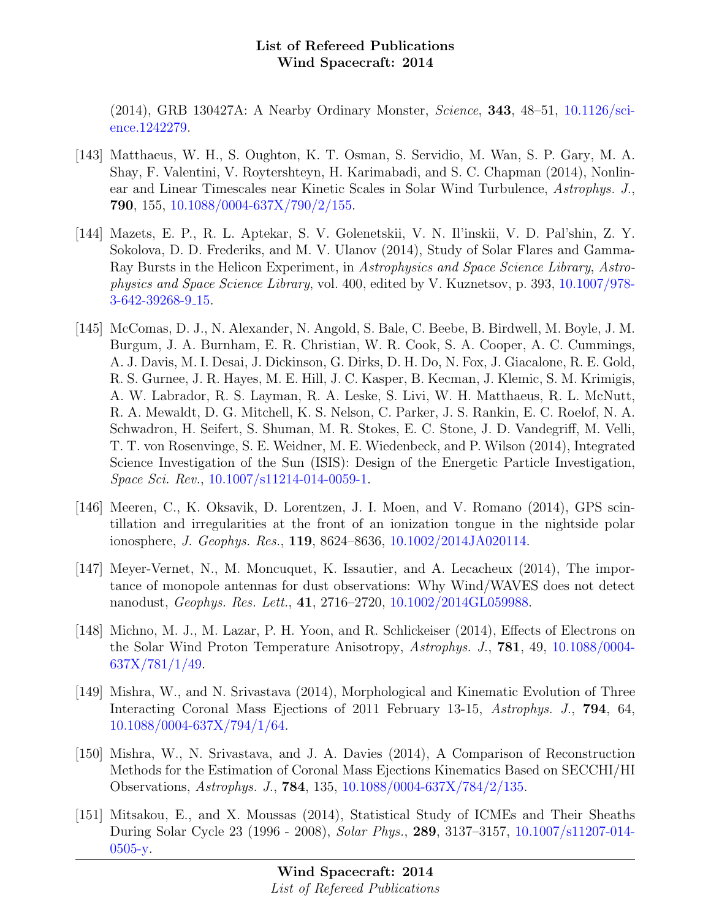(2014), GRB 130427A: A Nearby Ordinary Monster, *Science*, **343**, 48–51, 10.1126/science.1242279.

[143] Matthaeus, W. H., S. Oughton, K. T. Osman, S. Servidio, M. Wan, S. P. Gary, M. A. Shay, F. Valentini, V. Roytershteyn, H. Karimabadi, and S. C. Chapman (2014), Nonlinear and Linear Timescales near Kinetic Scales in Solar Wind Turbulence, *Astrophys. J.*, **790**, 155, 10.1088/0004-637X/790/2/155.

[144] Mazets, E. P., R. L. Aptekar, S. V. Golenetskii, V. N. Il'inskii, V. D. Pal'shin, Z. Y. Sokolova, D. D. Frederiks, and M. V. Ulanov (2014), Study of Solar Flares and Gamma-Ray Bursts in the Helicon Experiment, in *Astrophysics and Space Science Library*, *Astrophysics and Space Science Library*, vol. 400, edited by V. Kuznetsov, p. 393, 10.1007/978-3-642-39268-9_15.

[145] McComas, D. J., N. Alexander, N. Angold, S. Bale, C. Beebe, B. Birdwell, M. Boyle, J. M. Burgum, J. A. Burnham, E. R. Christian, W. R. Cook, S. A. Cooper, A. C. Cummings, A. J. Davis, M. I. Desai, J. Dickinson, G. Dirks, D. H. Do, N. Fox, J. Giacalone, R. E. Gold, R. S. Gurnee, J. R. Hayes, M. E. Hill, J. C. Kasper, B. Kecman, J. Klemic, S. M. Krimigis, A. W. Labrador, R. S. Layman, R. A. Leske, S. Livi, W. H. Matthaeus, R. L. McNutt, R. A. Mewaldt, D. G. Mitchell, K. S. Nelson, C. Parker, J. S. Rankin, E. C. Roelof, N. A. Schwadron, H. Seifert, S. Shuman, M. R. Stokes, E. C. Stone, J. D. Vandegriff, M. Velli, T. T. von Rosenvinge, S. E. Weidner, M. E. Wiedenbeck, and P. Wilson (2014), Integrated Science Investigation of the Sun (ISIS): Design of the Energetic Particle Investigation, *Space Sci. Rev.*, 10.1007/s11214-014-0059-1.

[146] Meeren, C., K. Oksavik, D. Lorentzen, J. I. Moen, and V. Romano (2014), GPS scintillation and irregularities at the front of an ionization tongue in the nightside polar ionosphere, *J. Geophys. Res.*, **119**, 8624–8636, 10.1002/2014JA020114.

[147] Meyer-Vernet, N., M. Moncuquet, K. Issautier, and A. Lecacheux (2014), The importance of monopole antennas for dust observations: Why Wind/WAVES does not detect nanodust, *Geophys. Res. Lett.*, **41**, 2716–2720, 10.1002/2014GL059988.

[148] Michno, M. J., M. Lazar, P. H. Yoon, and R. Schlickeiser (2014), Effects of Electrons on the Solar Wind Proton Temperature Anisotropy, *Astrophys. J.*, **781**, 49, 10.1088/0004-637X/781/1/49.

[149] Mishra, W., and N. Srivastava (2014), Morphological and Kinematic Evolution of Three Interacting Coronal Mass Ejections of 2011 February 13-15, *Astrophys. J.*, **794**, 64, 10.1088/0004-637X/794/1/64.

[150] Mishra, W., N. Srivastava, and J. A. Davies (2014), A Comparison of Reconstruction Methods for the Estimation of Coronal Mass Ejections Kinematics Based on SECCHI/HI Observations, *Astrophys. J.*, **784**, 135, 10.1088/0004-637X/784/2/135.

[151] Mitsakou, E., and X. Moussas (2014), Statistical Study of ICMEs and Their Sheaths During Solar Cycle 23 (1996 - 2008), *Solar Phys.*, **289**, 3137–3157, 10.1007/s11207-014-0505-y.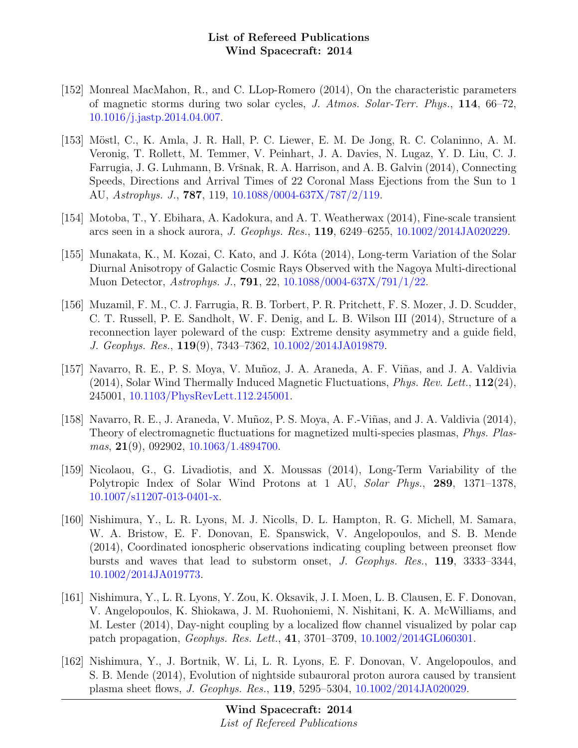[152] Monreal MacMahon, R., and C. LLop-Romero (2014), On the characteristic parameters of magnetic storms during two solar cycles, *J. Atmos. Solar-Terr. Phys.*, **114**, 66–72, 10.1016/j.jastp.2014.04.007.

[153] Möstl, C., K. Amla, J. R. Hall, P. C. Liewer, E. M. De Jong, R. C. Colaninno, A. M. Veronig, T. Rollett, M. Temmer, V. Peinhart, J. A. Davies, N. Lugaz, Y. D. Liu, C. J. Farrugia, J. G. Luhmann, B. Vršnak, R. A. Harrison, and A. B. Galvin (2014), Connecting Speeds, Directions and Arrival Times of 22 Coronal Mass Ejections from the Sun to 1 AU, *Astrophys. J.*, **787**, 119, 10.1088/0004-637X/787/2/119.

[154] Motoba, T., Y. Ebihara, A. Kadokura, and A. T. Weatherwax (2014), Fine-scale transient arcs seen in a shock aurora, *J. Geophys. Res.*, **119**, 6249–6255, 10.1002/2014JA020229.

[155] Munakata, K., M. Kozai, C. Kato, and J. Kóta (2014), Long-term Variation of the Solar Diurnal Anisotropy of Galactic Cosmic Rays Observed with the Nagoya Multi-directional Muon Detector, *Astrophys. J.*, **791**, 22, 10.1088/0004-637X/791/1/22.

[156] Muzamil, F. M., C. J. Farrugia, R. B. Torbert, P. R. Pritchett, F. S. Mozer, J. D. Scudder, C. T. Russell, P. E. Sandholt, W. F. Denig, and L. B. Wilson III (2014), Structure of a reconnection layer poleward of the cusp: Extreme density asymmetry and a guide field, *J. Geophys. Res.*, **119**(9), 7343–7362, 10.1002/2014JA019879.

[157] Navarro, R. E., P. S. Moya, V. Muñoz, J. A. Araneda, A. F. Viñas, and J. A. Valdivia (2014), Solar Wind Thermally Induced Magnetic Fluctuations, *Phys. Rev. Lett.*, **112**(24), 245001, 10.1103/PhysRevLett.112.245001.

[158] Navarro, R. E., J. Araneda, V. Muñoz, P. S. Moya, A. F.-Viñas, and J. A. Valdivia (2014), Theory of electromagnetic fluctuations for magnetized multi-species plasmas, *Phys. Plasmas*, **21**(9), 092902, 10.1063/1.4894700.

[159] Nicolaou, G., G. Livadiotis, and X. Moussas (2014), Long-Term Variability of the Polytropic Index of Solar Wind Protons at 1 AU, *Solar Phys.*, **289**, 1371–1378, 10.1007/s11207-013-0401-x.

[160] Nishimura, Y., L. R. Lyons, M. J. Nicolls, D. L. Hampton, R. G. Michell, M. Samara, W. A. Bristow, E. F. Donovan, E. Spanswick, V. Angelopoulos, and S. B. Mende (2014), Coordinated ionospheric observations indicating coupling between preonset flow bursts and waves that lead to substorm onset, *J. Geophys. Res.*, **119**, 3333–3344, 10.1002/2014JA019773.

[161] Nishimura, Y., L. R. Lyons, Y. Zou, K. Oksavik, J. I. Moen, L. B. Clausen, E. F. Donovan, V. Angelopoulos, K. Shiokawa, J. M. Ruohoniemi, N. Nishitani, K. A. McWilliams, and M. Lester (2014), Day-night coupling by a localized flow channel visualized by polar cap patch propagation, *Geophys. Res. Lett.*, **41**, 3701–3709, 10.1002/2014GL060301.

[162] Nishimura, Y., J. Bortnik, W. Li, L. R. Lyons, E. F. Donovan, V. Angelopoulos, and S. B. Mende (2014), Evolution of nightside subauroral proton aurora caused by transient plasma sheet flows, *J. Geophys. Res.*, **119**, 5295–5304, 10.1002/2014JA020029.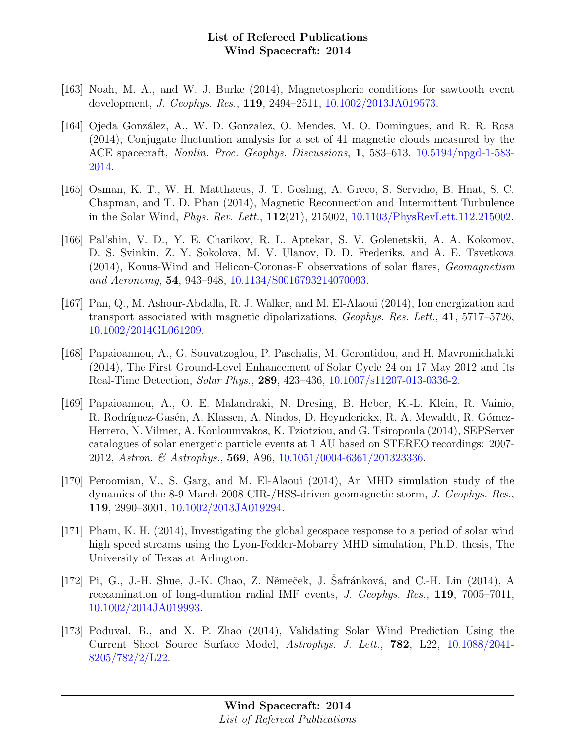[163] Noah, M. A., and W. J. Burke (2014), Magnetospheric conditions for sawtooth event development, *J. Geophys. Res.*, **119**, 2494–2511, 10.1002/2013JA019573.

[164] Ojeda González, A., W. D. Gonzalez, O. Mendes, M. O. Domingues, and R. R. Rosa (2014), Conjugate fluctuation analysis for a set of 41 magnetic clouds measured by the ACE spacecraft, *Nonlin. Proc. Geophys. Discussions*, **1**, 583–613, 10.5194/npgd-1-583-2014.

[165] Osman, K. T., W. H. Matthaeus, J. T. Gosling, A. Greco, S. Servidio, B. Hnat, S. C. Chapman, and T. D. Phan (2014), Magnetic Reconnection and Intermittent Turbulence in the Solar Wind, *Phys. Rev. Lett.*, **112**(21), 215002, 10.1103/PhysRevLett.112.215002.

[166] Pal'shin, V. D., Y. E. Charikov, R. L. Aptekar, S. V. Golenetskii, A. A. Kokomov, D. S. Svinkin, Z. Y. Sokolova, M. V. Ulanov, D. D. Frederiks, and A. E. Tsvetkova (2014), Konus-Wind and Helicon-Coronas-F observations of solar flares, *Geomagnetism and Aeronomy*, **54**, 943–948, 10.1134/S0016793214070093.

[167] Pan, Q., M. Ashour-Abdalla, R. J. Walker, and M. El-Alaoui (2014), Ion energization and transport associated with magnetic dipolarizations, *Geophys. Res. Lett.*, **41**, 5717–5726, 10.1002/2014GL061209.

[168] Papaioannou, A., G. Souvatzoglou, P. Paschalis, M. Gerontidou, and H. Mavromichalaki (2014), The First Ground-Level Enhancement of Solar Cycle 24 on 17 May 2012 and Its Real-Time Detection, *Solar Phys.*, **289**, 423–436, 10.1007/s11207-013-0336-2.

[169] Papaioannou, A., O. E. Malandraki, N. Dresing, B. Heber, K.-L. Klein, R. Vainio, R. Rodríguez-Gasén, A. Klassen, A. Nindos, D. Heynderickx, R. A. Mewaldt, R. Gómez-Herrero, N. Vilmer, A. Kouloumvakos, K. Tziotziou, and G. Tsiropoula (2014), SEPServer catalogues of solar energetic particle events at 1 AU based on STEREO recordings: 2007-2012, *Astron. & Astrophys.*, **569**, A96, 10.1051/0004-6361/201323336.

[170] Peroomian, V., S. Garg, and M. El-Alaoui (2014), An MHD simulation study of the dynamics of the 8-9 March 2008 CIR-/HSS-driven geomagnetic storm, *J. Geophys. Res.*, **119**, 2990–3001, 10.1002/2013JA019294.

[171] Pham, K. H. (2014), Investigating the global geospace response to a period of solar wind high speed streams using the Lyon-Fedder-Mobarry MHD simulation, Ph.D. thesis, The University of Texas at Arlington.

[172] Pi, G., J.-H. Shue, J.-K. Chao, Z. Němeček, J. Šafránková, and C.-H. Lin (2014), A reexamination of long-duration radial IMF events, *J. Geophys. Res.*, **119**, 7005–7011, 10.1002/2014JA019993.

[173] Poduval, B., and X. P. Zhao (2014), Validating Solar Wind Prediction Using the Current Sheet Source Surface Model, *Astrophys. J. Lett.*, **782**, L22, 10.1088/2041-8205/782/2/L22.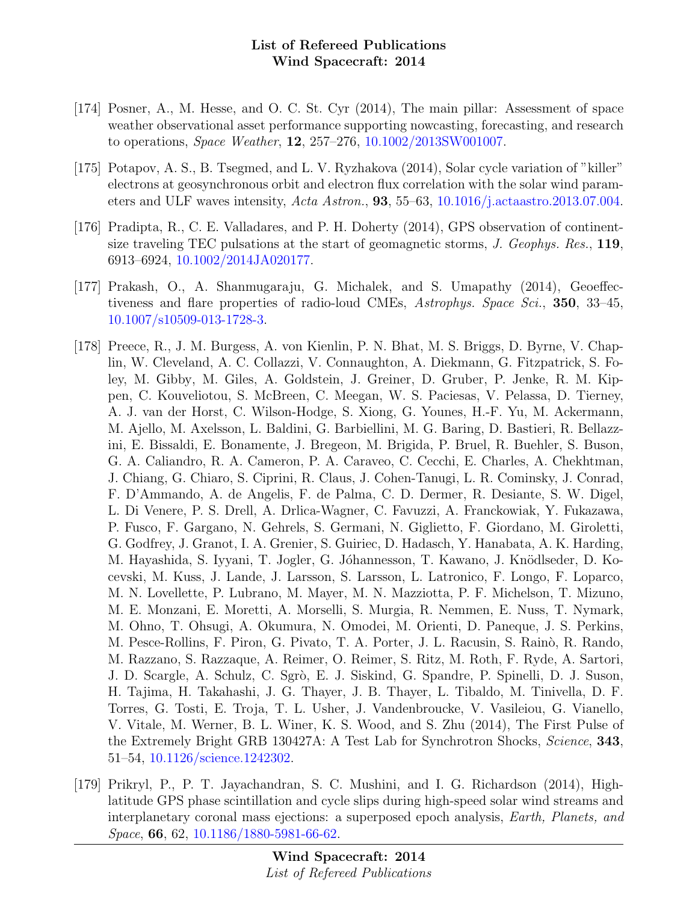[174] Posner, A., M. Hesse, and O. C. St. Cyr (2014), The main pillar: Assessment of space weather observational asset performance supporting nowcasting, forecasting, and research to operations, *Space Weather*, **12**, 257–276, 10.1002/2013SW001007.

[175] Potapov, A. S., B. Tsegmed, and L. V. Ryzhakova (2014), Solar cycle variation of "killer" electrons at geosynchronous orbit and electron flux correlation with the solar wind parameters and ULF waves intensity, *Acta Astron.*, **93**, 55–63, 10.1016/j.actaastro.2013.07.004.

[176] Pradipta, R., C. E. Valladares, and P. H. Doherty (2014), GPS observation of continent-size traveling TEC pulsations at the start of geomagnetic storms, *J. Geophys. Res.*, **119**, 6913–6924, 10.1002/2014JA020177.

[177] Prakash, O., A. Shanmugaraju, G. Michalek, and S. Umapathy (2014), Geoeffectiveness and flare properties of radio-loud CMEs, *Astrophys. Space Sci.*, **350**, 33–45, 10.1007/s10509-013-1728-3.

[178] Preece, R., J. M. Burgess, A. von Kienlin, P. N. Bhat, M. S. Briggs, D. Byrne, V. Chaplin, W. Cleveland, A. C. Collazzi, V. Connaughton, A. Diekmann, G. Fitzpatrick, S. Foley, M. Gibby, M. Giles, A. Goldstein, J. Greiner, D. Gruber, P. Jenke, R. M. Kippen, C. Kouveliotou, S. McBreen, C. Meegan, W. S. Paciesas, V. Pelassa, D. Tierney, A. J. van der Horst, C. Wilson-Hodge, S. Xiong, G. Younes, H.-F. Yu, M. Ackermann, M. Ajello, M. Axelsson, L. Baldini, G. Barbiellini, M. G. Baring, D. Bastieri, R. Bellazzini, E. Bissaldi, E. Bonamente, J. Bregeon, M. Brigida, P. Bruel, R. Buehler, S. Buson, G. A. Caliandro, R. A. Cameron, P. A. Caraveo, C. Cecchi, E. Charles, A. Chekhtman, J. Chiang, G. Chiaro, S. Ciprini, R. Claus, J. Cohen-Tanugi, L. R. Cominsky, J. Conrad, F. D'Ammando, A. de Angelis, F. de Palma, C. D. Dermer, R. Desiante, S. W. Digel, L. Di Venere, P. S. Drell, A. Drlica-Wagner, C. Favuzzi, A. Franckowiak, Y. Fukazawa, P. Fusco, F. Gargano, N. Gehrels, S. Germani, N. Giglietto, F. Giordano, M. Giroletti, G. Godfrey, J. Granot, I. A. Grenier, S. Guiriec, D. Hadasch, Y. Hanabata, A. K. Harding, M. Hayashida, S. Iyyani, T. Jogler, G. Jóhannesson, T. Kawano, J. Knödlseder, D. Kocevski, M. Kuss, J. Lande, J. Larsson, S. Larsson, L. Latronico, F. Longo, F. Loparco, M. N. Lovellette, P. Lubrano, M. Mayer, M. N. Mazziotta, P. F. Michelson, T. Mizuno, M. E. Monzani, E. Moretti, A. Morselli, S. Murgia, R. Nemmen, E. Nuss, T. Nymark, M. Ohno, T. Ohsugi, A. Okumura, N. Omodei, M. Orienti, D. Paneque, J. S. Perkins, M. Pesce-Rollins, F. Piron, G. Pivato, T. A. Porter, J. L. Racusin, S. Rainò, R. Rando, M. Razzano, S. Razzaque, A. Reimer, O. Reimer, S. Ritz, M. Roth, F. Ryde, A. Sartori, J. D. Scargle, A. Schulz, C. Sgrò, E. J. Siskind, G. Spandre, P. Spinelli, D. J. Suson, H. Tajima, H. Takahashi, J. G. Thayer, J. B. Thayer, L. Tibaldo, M. Tinivella, D. F. Torres, G. Tosti, E. Troja, T. L. Usher, J. Vandenbroucke, V. Vasileiou, G. Vianello, V. Vitale, M. Werner, B. L. Winer, K. S. Wood, and S. Zhu (2014), The First Pulse of the Extremely Bright GRB 130427A: A Test Lab for Synchrotron Shocks, *Science*, **343**, 51–54, 10.1126/science.1242302.

[179] Prikryl, P., P. T. Jayachandran, S. C. Mushini, and I. G. Richardson (2014), High-latitude GPS phase scintillation and cycle slips during high-speed solar wind streams and interplanetary coronal mass ejections: a superposed epoch analysis, *Earth, Planets, and Space*, **66**, 62, 10.1186/1880-5981-66-62.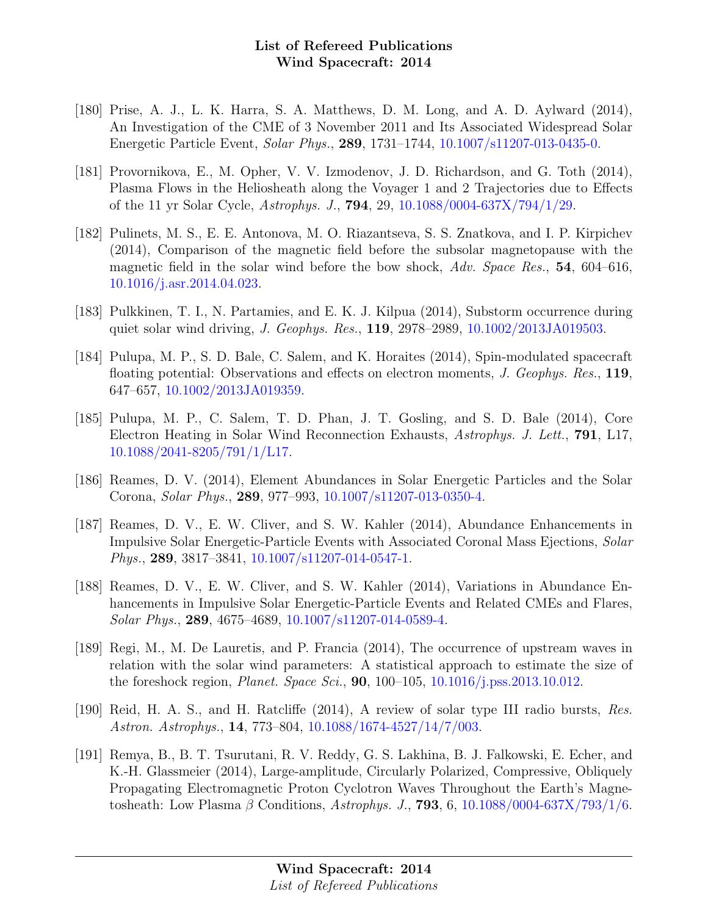[180] Prise, A. J., L. K. Harra, S. A. Matthews, D. M. Long, and A. D. Aylward (2014), An Investigation of the CME of 3 November 2011 and Its Associated Widespread Solar Energetic Particle Event, *Solar Phys.*, **289**, 1731–1744, 10.1007/s11207-013-0435-0.

[181] Provornikova, E., M. Opher, V. V. Izmodenov, J. D. Richardson, and G. Toth (2014), Plasma Flows in the Heliosheath along the Voyager 1 and 2 Trajectories due to Effects of the 11 yr Solar Cycle, *Astrophys. J.*, **794**, 29, 10.1088/0004-637X/794/1/29.

[182] Pulinets, M. S., E. E. Antonova, M. O. Riazantseva, S. S. Znatkova, and I. P. Kirpichev (2014), Comparison of the magnetic field before the subsolar magnetopause with the magnetic field in the solar wind before the bow shock, *Adv. Space Res.*, **54**, 604–616, 10.1016/j.asr.2014.04.023.

[183] Pulkkinen, T. I., N. Partamies, and E. K. J. Kilpua (2014), Substorm occurrence during quiet solar wind driving, *J. Geophys. Res.*, **119**, 2978–2989, 10.1002/2013JA019503.

[184] Pulupa, M. P., S. D. Bale, C. Salem, and K. Horaites (2014), Spin-modulated spacecraft floating potential: Observations and effects on electron moments, *J. Geophys. Res.*, **119**, 647–657, 10.1002/2013JA019359.

[185] Pulupa, M. P., C. Salem, T. D. Phan, J. T. Gosling, and S. D. Bale (2014), Core Electron Heating in Solar Wind Reconnection Exhausts, *Astrophys. J. Lett.*, **791**, L17, 10.1088/2041-8205/791/1/L17.

[186] Reames, D. V. (2014), Element Abundances in Solar Energetic Particles and the Solar Corona, *Solar Phys.*, **289**, 977–993, 10.1007/s11207-013-0350-4.

[187] Reames, D. V., E. W. Cliver, and S. W. Kahler (2014), Abundance Enhancements in Impulsive Solar Energetic-Particle Events with Associated Coronal Mass Ejections, *Solar Phys.*, **289**, 3817–3841, 10.1007/s11207-014-0547-1.

[188] Reames, D. V., E. W. Cliver, and S. W. Kahler (2014), Variations in Abundance Enhancements in Impulsive Solar Energetic-Particle Events and Related CMEs and Flares, *Solar Phys.*, **289**, 4675–4689, 10.1007/s11207-014-0589-4.

[189] Regi, M., M. De Lauretis, and P. Francia (2014), The occurrence of upstream waves in relation with the solar wind parameters: A statistical approach to estimate the size of the foreshock region, *Planet. Space Sci.*, **90**, 100–105, 10.1016/j.pss.2013.10.012.

[190] Reid, H. A. S., and H. Ratcliffe (2014), A review of solar type III radio bursts, *Res. Astron. Astrophys.*, **14**, 773–804, 10.1088/1674-4527/14/7/003.

[191] Remya, B., B. T. Tsurutani, R. V. Reddy, G. S. Lakhina, B. J. Falkowski, E. Echer, and K.-H. Glassmeier (2014), Large-amplitude, Circularly Polarized, Compressive, Obliquely Propagating Electromagnetic Proton Cyclotron Waves Throughout the Earth's Magnetosheath: Low Plasma $\beta$ Conditions, *Astrophys. J.*, **793**, 6, 10.1088/0004-637X/793/1/6.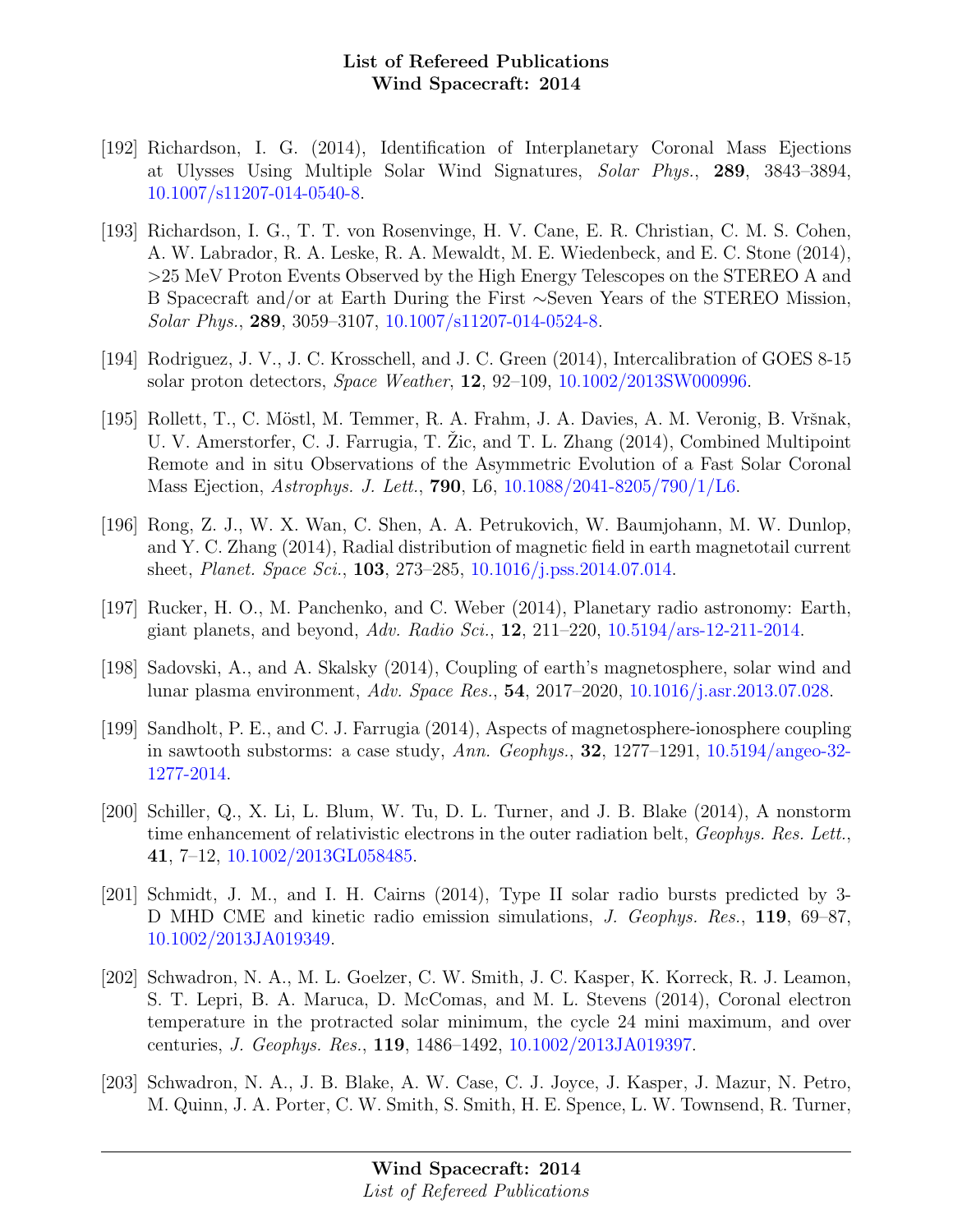[192] Richardson, I. G. (2014), Identification of Interplanetary Coronal Mass Ejections at Ulysses Using Multiple Solar Wind Signatures, *Solar Phys.*, **289**, 3843–3894, 10.1007/s11207-014-0540-8.

[193] Richardson, I. G., T. T. von Rosenvinge, H. V. Cane, E. R. Christian, C. M. S. Cohen, A. W. Labrador, R. A. Leske, R. A. Mewaldt, M. E. Wiedenbeck, and E. C. Stone (2014), >25 MeV Proton Events Observed by the High Energy Telescopes on the STEREO A and B Spacecraft and/or at Earth During the First ∼Seven Years of the STEREO Mission, *Solar Phys.*, **289**, 3059–3107, 10.1007/s11207-014-0524-8.

[194] Rodriguez, J. V., J. C. Krosschell, and J. C. Green (2014), Intercalibration of GOES 8-15 solar proton detectors, *Space Weather*, **12**, 92–109, 10.1002/2013SW000996.

[195] Rollett, T., C. Möstl, M. Temmer, R. A. Frahm, J. A. Davies, A. M. Veronig, B. Vršnak, U. V. Amerstorfer, C. J. Farrugia, T. Žic, and T. L. Zhang (2014), Combined Multipoint Remote and in situ Observations of the Asymmetric Evolution of a Fast Solar Coronal Mass Ejection, *Astrophys. J. Lett.*, **790**, L6, 10.1088/2041-8205/790/1/L6.

[196] Rong, Z. J., W. X. Wan, C. Shen, A. A. Petrukovich, W. Baumjohann, M. W. Dunlop, and Y. C. Zhang (2014), Radial distribution of magnetic field in earth magnetotail current sheet, *Planet. Space Sci.*, **103**, 273–285, 10.1016/j.pss.2014.07.014.

[197] Rucker, H. O., M. Panchenko, and C. Weber (2014), Planetary radio astronomy: Earth, giant planets, and beyond, *Adv. Radio Sci.*, **12**, 211–220, 10.5194/ars-12-211-2014.

[198] Sadovski, A., and A. Skalsky (2014), Coupling of earth's magnetosphere, solar wind and lunar plasma environment, *Adv. Space Res.*, **54**, 2017–2020, 10.1016/j.asr.2013.07.028.

[199] Sandholt, P. E., and C. J. Farrugia (2014), Aspects of magnetosphere-ionosphere coupling in sawtooth substorms: a case study, *Ann. Geophys.*, **32**, 1277–1291, 10.5194/angeo-32-1277-2014.

[200] Schiller, Q., X. Li, L. Blum, W. Tu, D. L. Turner, and J. B. Blake (2014), A nonstorm time enhancement of relativistic electrons in the outer radiation belt, *Geophys. Res. Lett.*, **41**, 7–12, 10.1002/2013GL058485.

[201] Schmidt, J. M., and I. H. Cairns (2014), Type II solar radio bursts predicted by 3-D MHD CME and kinetic radio emission simulations, *J. Geophys. Res.*, **119**, 69–87, 10.1002/2013JA019349.

[202] Schwadron, N. A., M. L. Goelzer, C. W. Smith, J. C. Kasper, K. Korreck, R. J. Leamon, S. T. Lepri, B. A. Maruca, D. McComas, and M. L. Stevens (2014), Coronal electron temperature in the protracted solar minimum, the cycle 24 mini maximum, and over centuries, *J. Geophys. Res.*, **119**, 1486–1492, 10.1002/2013JA019397.

[203] Schwadron, N. A., J. B. Blake, A. W. Case, C. J. Joyce, J. Kasper, J. Mazur, N. Petro, M. Quinn, J. A. Porter, C. W. Smith, S. Smith, H. E. Spence, L. W. Townsend, R. Turner,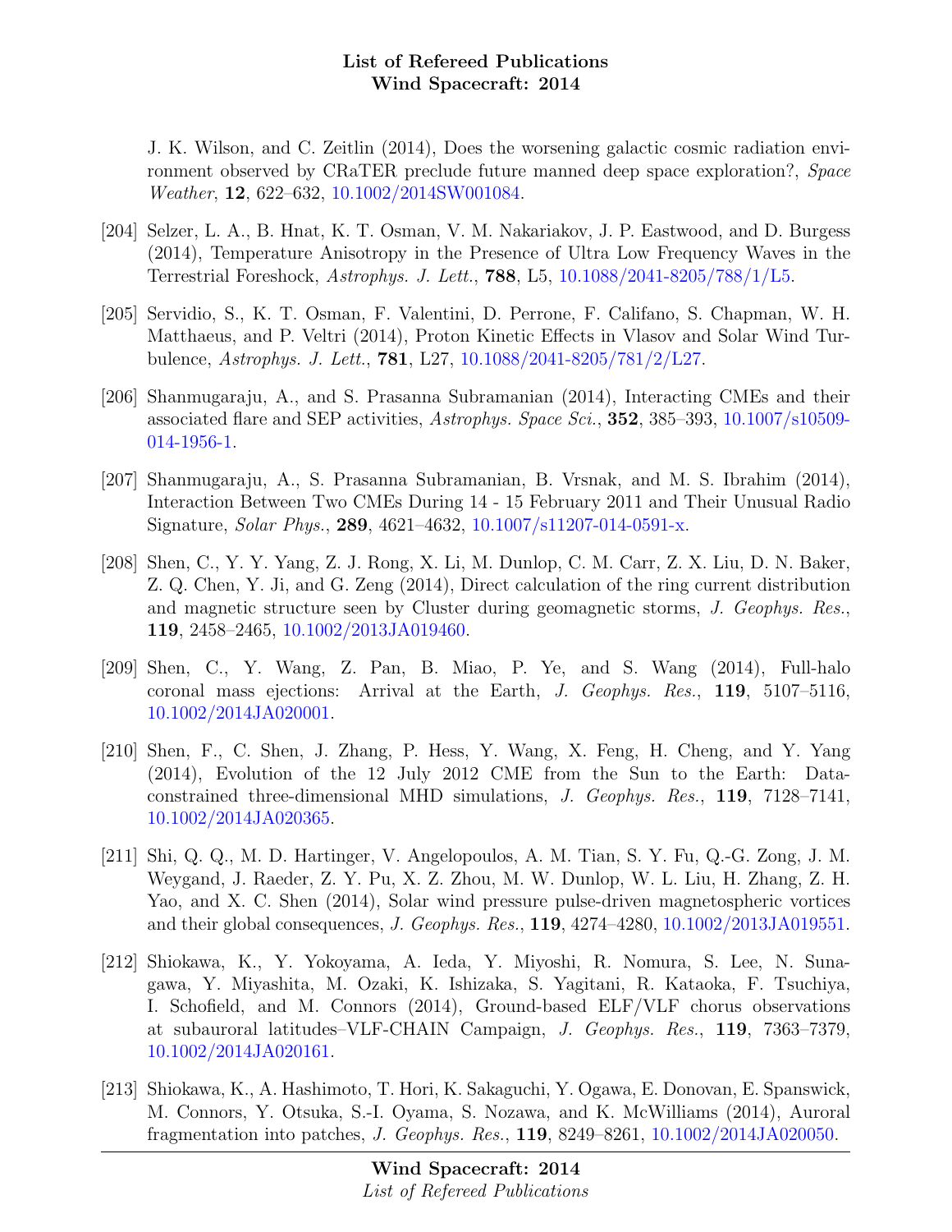J. K. Wilson, and C. Zeitlin (2014), Does the worsening galactic cosmic radiation environment observed by CRaTER preclude future manned deep space exploration?, *Space Weather*, **12**, 622–632, 10.1002/2014SW001084.

[204] Selzer, L. A., B. Hnat, K. T. Osman, V. M. Nakariakov, J. P. Eastwood, and D. Burgess (2014), Temperature Anisotropy in the Presence of Ultra Low Frequency Waves in the Terrestrial Foreshock, *Astrophys. J. Lett.*, **788**, L5, 10.1088/2041-8205/788/1/L5.

[205] Servidio, S., K. T. Osman, F. Valentini, D. Perrone, F. Califano, S. Chapman, W. H. Matthaeus, and P. Veltri (2014), Proton Kinetic Effects in Vlasov and Solar Wind Turbulence, *Astrophys. J. Lett.*, **781**, L27, 10.1088/2041-8205/781/2/L27.

[206] Shanmugaraju, A., and S. Prasanna Subramanian (2014), Interacting CMEs and their associated flare and SEP activities, *Astrophys. Space Sci.*, **352**, 385–393, 10.1007/s10509-014-1956-1.

[207] Shanmugaraju, A., S. Prasanna Subramanian, B. Vrsnak, and M. S. Ibrahim (2014), Interaction Between Two CMEs During 14 - 15 February 2011 and Their Unusual Radio Signature, *Solar Phys.*, **289**, 4621–4632, 10.1007/s11207-014-0591-x.

[208] Shen, C., Y. Y. Yang, Z. J. Rong, X. Li, M. Dunlop, C. M. Carr, Z. X. Liu, D. N. Baker, Z. Q. Chen, Y. Ji, and G. Zeng (2014), Direct calculation of the ring current distribution and magnetic structure seen by Cluster during geomagnetic storms, *J. Geophys. Res.*, **119**, 2458–2465, 10.1002/2013JA019460.

[209] Shen, C., Y. Wang, Z. Pan, B. Miao, P. Ye, and S. Wang (2014), Full-halo coronal mass ejections: Arrival at the Earth, *J. Geophys. Res.*, **119**, 5107–5116, 10.1002/2014JA020001.

[210] Shen, F., C. Shen, J. Zhang, P. Hess, Y. Wang, X. Feng, H. Cheng, and Y. Yang (2014), Evolution of the 12 July 2012 CME from the Sun to the Earth: Data-constrained three-dimensional MHD simulations, *J. Geophys. Res.*, **119**, 7128–7141, 10.1002/2014JA020365.

[211] Shi, Q. Q., M. D. Hartinger, V. Angelopoulos, A. M. Tian, S. Y. Fu, Q.-G. Zong, J. M. Weygand, J. Raeder, Z. Y. Pu, X. Z. Zhou, M. W. Dunlop, W. L. Liu, H. Zhang, Z. H. Yao, and X. C. Shen (2014), Solar wind pressure pulse-driven magnetospheric vortices and their global consequences, *J. Geophys. Res.*, **119**, 4274–4280, 10.1002/2013JA019551.

[212] Shiokawa, K., Y. Yokoyama, A. Ieda, Y. Miyoshi, R. Nomura, S. Lee, N. Sunagawa, Y. Miyashita, M. Ozaki, K. Ishizaka, S. Yagitani, R. Kataoka, F. Tsuchiya, I. Schofield, and M. Connors (2014), Ground-based ELF/VLF chorus observations at subauroral latitudes–VLF-CHAIN Campaign, *J. Geophys. Res.*, **119**, 7363–7379, 10.1002/2014JA020161.

[213] Shiokawa, K., A. Hashimoto, T. Hori, K. Sakaguchi, Y. Ogawa, E. Donovan, E. Spanswick, M. Connors, Y. Otsuka, S.-I. Oyama, S. Nozawa, and K. McWilliams (2014), Auroral fragmentation into patches, *J. Geophys. Res.*, **119**, 8249–8261, 10.1002/2014JA020050.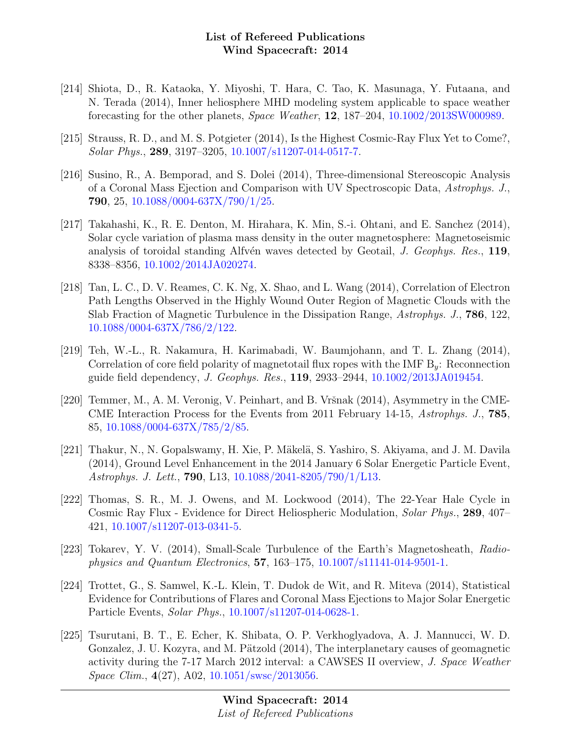[214] Shiota, D., R. Kataoka, Y. Miyoshi, T. Hara, C. Tao, K. Masunaga, Y. Futaana, and N. Terada (2014), Inner heliosphere MHD modeling system applicable to space weather forecasting for the other planets, *Space Weather*, **12**, 187–204, 10.1002/2013SW000989.

[215] Strauss, R. D., and M. S. Potgieter (2014), Is the Highest Cosmic-Ray Flux Yet to Come?, *Solar Phys.*, **289**, 3197–3205, 10.1007/s11207-014-0517-7.

[216] Susino, R., A. Bemporad, and S. Dolei (2014), Three-dimensional Stereoscopic Analysis of a Coronal Mass Ejection and Comparison with UV Spectroscopic Data, *Astrophys. J.*, **790**, 25, 10.1088/0004-637X/790/1/25.

[217] Takahashi, K., R. E. Denton, M. Hirahara, K. Min, S.-i. Ohtani, and E. Sanchez (2014), Solar cycle variation of plasma mass density in the outer magnetosphere: Magnetoseismic analysis of toroidal standing Alfvén waves detected by Geotail, *J. Geophys. Res.*, **119**, 8338–8356, 10.1002/2014JA020274.

[218] Tan, L. C., D. V. Reames, C. K. Ng, X. Shao, and L. Wang (2014), Correlation of Electron Path Lengths Observed in the Highly Wound Outer Region of Magnetic Clouds with the Slab Fraction of Magnetic Turbulence in the Dissipation Range, *Astrophys. J.*, **786**, 122, 10.1088/0004-637X/786/2/122.

[219] Teh, W.-L., R. Nakamura, H. Karimabadi, W. Baumjohann, and T. L. Zhang (2014), Correlation of core field polarity of magnetotail flux ropes with the IMF $B_y$: Reconnection guide field dependency, *J. Geophys. Res.*, **119**, 2933–2944, 10.1002/2013JA019454.

[220] Temmer, M., A. M. Veronig, V. Peinhart, and B. Vršnak (2014), Asymmetry in the CME-CME Interaction Process for the Events from 2011 February 14-15, *Astrophys. J.*, **785**, 85, 10.1088/0004-637X/785/2/85.

[221] Thakur, N., N. Gopalswamy, H. Xie, P. Mäkelä, S. Yashiro, S. Akiyama, and J. M. Davila (2014), Ground Level Enhancement in the 2014 January 6 Solar Energetic Particle Event, *Astrophys. J. Lett.*, **790**, L13, 10.1088/2041-8205/790/1/L13.

[222] Thomas, S. R., M. J. Owens, and M. Lockwood (2014), The 22-Year Hale Cycle in Cosmic Ray Flux - Evidence for Direct Heliospheric Modulation, *Solar Phys.*, **289**, 407–421, 10.1007/s11207-013-0341-5.

[223] Tokarev, Y. V. (2014), Small-Scale Turbulence of the Earth's Magnetosheath, *Radiophysics and Quantum Electronics*, **57**, 163–175, 10.1007/s11141-014-9501-1.

[224] Trottet, G., S. Samwel, K.-L. Klein, T. Dudok de Wit, and R. Miteva (2014), Statistical Evidence for Contributions of Flares and Coronal Mass Ejections to Major Solar Energetic Particle Events, *Solar Phys.*, 10.1007/s11207-014-0628-1.

[225] Tsurutani, B. T., E. Echer, K. Shibata, O. P. Verkhoglyadova, A. J. Mannucci, W. D. Gonzalez, J. U. Kozyra, and M. Pätzold (2014), The interplanetary causes of geomagnetic activity during the 7-17 March 2012 interval: a CAWSES II overview, *J. Space Weather Space Clim.*, **4**(27), A02, 10.1051/swsc/2013056.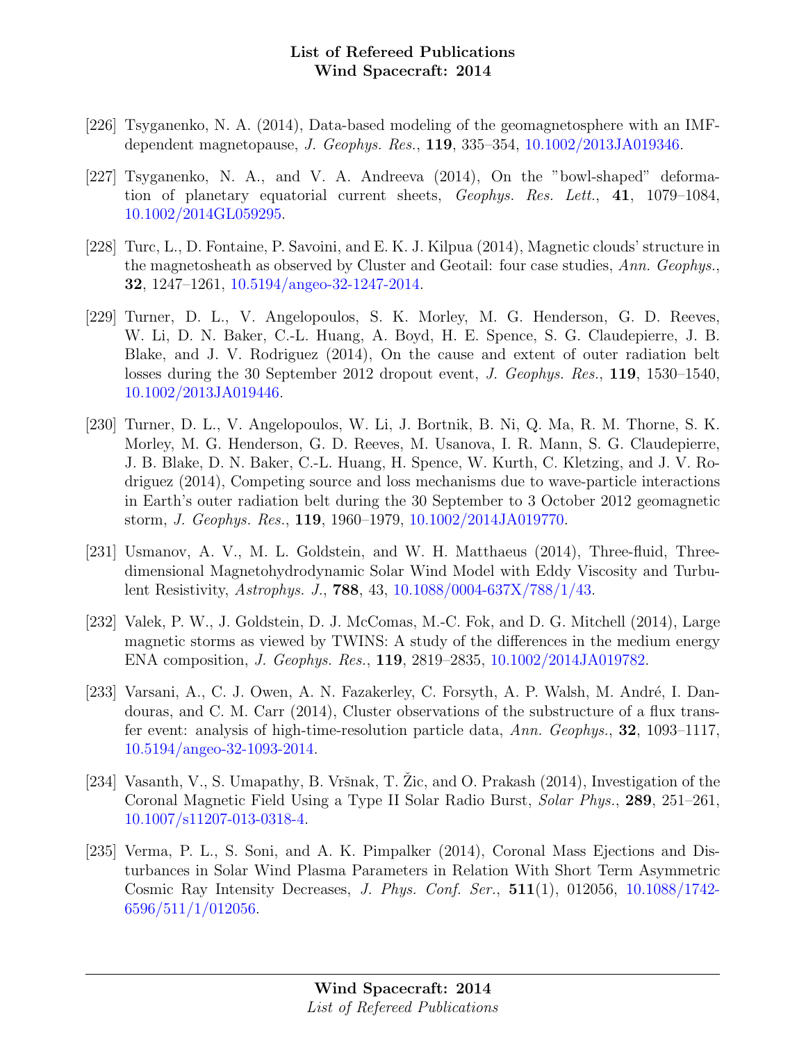[226] Tsyganenko, N. A. (2014), Data-based modeling of the geomagnetosphere with an IMF-dependent magnetopause, *J. Geophys. Res.*, **119**, 335–354, 10.1002/2013JA019346.

[227] Tsyganenko, N. A., and V. A. Andreeva (2014), On the "bowl-shaped" deformation of planetary equatorial current sheets, *Geophys. Res. Lett.*, **41**, 1079–1084, 10.1002/2014GL059295.

[228] Turc, L., D. Fontaine, P. Savoini, and E. K. J. Kilpua (2014), Magnetic clouds' structure in the magnetosheath as observed by Cluster and Geotail: four case studies, *Ann. Geophys.*, **32**, 1247–1261, 10.5194/angeo-32-1247-2014.

[229] Turner, D. L., V. Angelopoulos, S. K. Morley, M. G. Henderson, G. D. Reeves, W. Li, D. N. Baker, C.-L. Huang, A. Boyd, H. E. Spence, S. G. Claudepierre, J. B. Blake, and J. V. Rodriguez (2014), On the cause and extent of outer radiation belt losses during the 30 September 2012 dropout event, *J. Geophys. Res.*, **119**, 1530–1540, 10.1002/2013JA019446.

[230] Turner, D. L., V. Angelopoulos, W. Li, J. Bortnik, B. Ni, Q. Ma, R. M. Thorne, S. K. Morley, M. G. Henderson, G. D. Reeves, M. Usanova, I. R. Mann, S. G. Claudepierre, J. B. Blake, D. N. Baker, C.-L. Huang, H. Spence, W. Kurth, C. Kletzing, and J. V. Rodriguez (2014), Competing source and loss mechanisms due to wave-particle interactions in Earth's outer radiation belt during the 30 September to 3 October 2012 geomagnetic storm, *J. Geophys. Res.*, **119**, 1960–1979, 10.1002/2014JA019770.

[231] Usmanov, A. V., M. L. Goldstein, and W. H. Matthaeus (2014), Three-fluid, Three-dimensional Magnetohydrodynamic Solar Wind Model with Eddy Viscosity and Turbulent Resistivity, *Astrophys. J.*, **788**, 43, 10.1088/0004-637X/788/1/43.

[232] Valek, P. W., J. Goldstein, D. J. McComas, M.-C. Fok, and D. G. Mitchell (2014), Large magnetic storms as viewed by TWINS: A study of the differences in the medium energy ENA composition, *J. Geophys. Res.*, **119**, 2819–2835, 10.1002/2014JA019782.

[233] Varsani, A., C. J. Owen, A. N. Fazakerley, C. Forsyth, A. P. Walsh, M. André, I. Dandouras, and C. M. Carr (2014), Cluster observations of the substructure of a flux transfer event: analysis of high-time-resolution particle data, *Ann. Geophys.*, **32**, 1093–1117, 10.5194/angeo-32-1093-2014.

[234] Vasanth, V., S. Umapathy, B. Vršnak, T. Žic, and O. Prakash (2014), Investigation of the Coronal Magnetic Field Using a Type II Solar Radio Burst, *Solar Phys.*, **289**, 251–261, 10.1007/s11207-013-0318-4.

[235] Verma, P. L., S. Soni, and A. K. Pimpalker (2014), Coronal Mass Ejections and Disturbances in Solar Wind Plasma Parameters in Relation With Short Term Asymmetric Cosmic Ray Intensity Decreases, *J. Phys. Conf. Ser.*, **511**(1), 012056, 10.1088/1742-6596/511/1/012056.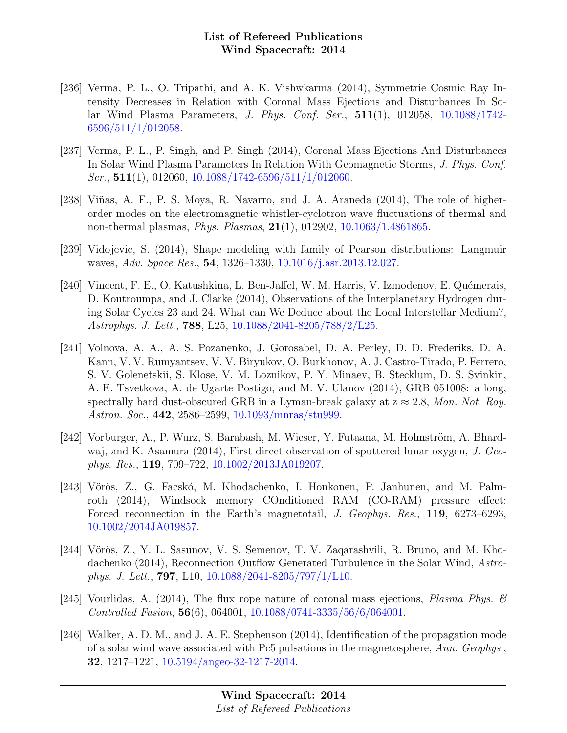[236] Verma, P. L., O. Tripathi, and A. K. Vishwkarma (2014), Symmetrie Cosmic Ray Intensity Decreases in Relation with Coronal Mass Ejections and Disturbances In Solar Wind Plasma Parameters, *J. Phys. Conf. Ser.*, **511**(1), 012058, 10.1088/1742-6596/511/1/012058.

[237] Verma, P. L., P. Singh, and P. Singh (2014), Coronal Mass Ejections And Disturbances In Solar Wind Plasma Parameters In Relation With Geomagnetic Storms, *J. Phys. Conf. Ser.*, **511**(1), 012060, 10.1088/1742-6596/511/1/012060.

[238] Viñas, A. F., P. S. Moya, R. Navarro, and J. A. Araneda (2014), The role of higher-order modes on the electromagnetic whistler-cyclotron wave fluctuations of thermal and non-thermal plasmas, *Phys. Plasmas*, **21**(1), 012902, 10.1063/1.4861865.

[239] Vidojevic, S. (2014), Shape modeling with family of Pearson distributions: Langmuir waves, *Adv. Space Res.*, **54**, 1326–1330, 10.1016/j.asr.2013.12.027.

[240] Vincent, F. E., O. Katushkina, L. Ben-Jaffel, W. M. Harris, V. Izmodenov, E. Quémerais, D. Koutroumpa, and J. Clarke (2014), Observations of the Interplanetary Hydrogen during Solar Cycles 23 and 24. What can We Deduce about the Local Interstellar Medium?, *Astrophys. J. Lett.*, **788**, L25, 10.1088/2041-8205/788/2/L25.

[241] Volnova, A. A., A. S. Pozanenko, J. Gorosabel, D. A. Perley, D. D. Frederiks, D. A. Kann, V. V. Rumyantsev, V. V. Biryukov, O. Burkhonov, A. J. Castro-Tirado, P. Ferrero, S. V. Golenetskii, S. Klose, V. M. Loznikov, P. Y. Minaev, B. Stecklum, D. S. Svinkin, A. E. Tsvetkova, A. de Ugarte Postigo, and M. V. Ulanov (2014), GRB 051008: a long, spectrally hard dust-obscured GRB in a Lyman-break galaxy at z $\approx$ 2.8, *Mon. Not. Roy. Astron. Soc.*, **442**, 2586–2599, 10.1093/mnras/stu999.

[242] Vorburger, A., P. Wurz, S. Barabash, M. Wieser, Y. Futaana, M. Holmström, A. Bhardwaj, and K. Asamura (2014), First direct observation of sputtered lunar oxygen, *J. Geophys. Res.*, **119**, 709–722, 10.1002/2013JA019207.

[243] Vörös, Z., G. Facskó, M. Khodachenko, I. Honkonen, P. Janhunen, and M. Palmroth (2014), Windsock memory COnditioned RAM (CO-RAM) pressure effect: Forced reconnection in the Earth's magnetotail, *J. Geophys. Res.*, **119**, 6273–6293, 10.1002/2014JA019857.

[244] Vörös, Z., Y. L. Sasunov, V. S. Semenov, T. V. Zaqarashvili, R. Bruno, and M. Khodachenko (2014), Reconnection Outflow Generated Turbulence in the Solar Wind, *Astrophys. J. Lett.*, **797**, L10, 10.1088/2041-8205/797/1/L10.

[245] Vourlidas, A. (2014), The flux rope nature of coronal mass ejections, *Plasma Phys. & Controlled Fusion*, **56**(6), 064001, 10.1088/0741-3335/56/6/064001.

[246] Walker, A. D. M., and J. A. E. Stephenson (2014), Identification of the propagation mode of a solar wind wave associated with Pc5 pulsations in the magnetosphere, *Ann. Geophys.*, **32**, 1217–1221, 10.5194/angeo-32-1217-2014.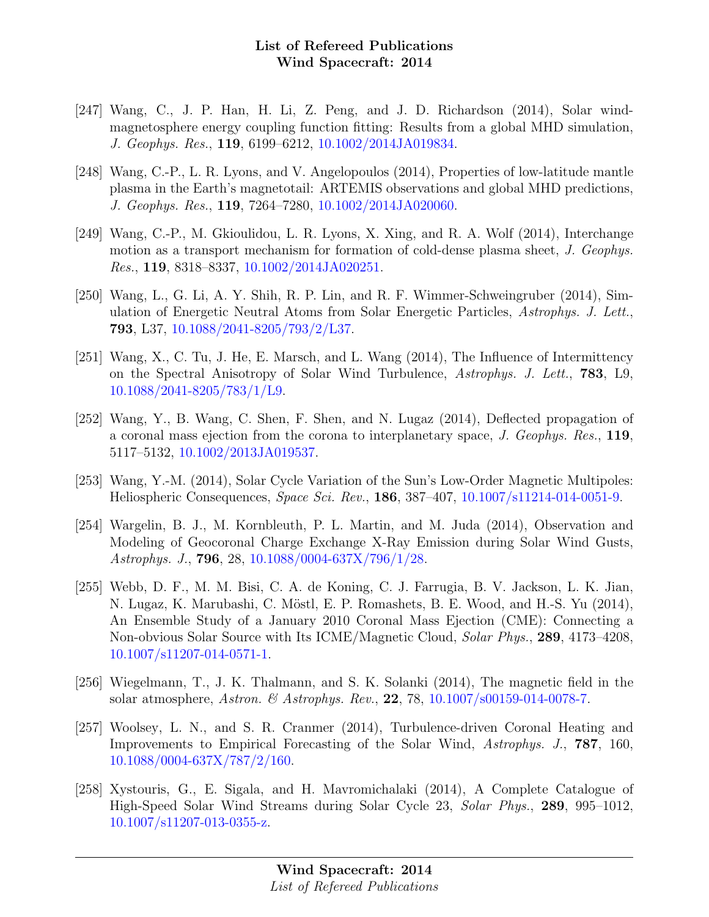[247] Wang, C., J. P. Han, H. Li, Z. Peng, and J. D. Richardson (2014), Solar wind-magnetosphere energy coupling function fitting: Results from a global MHD simulation, *J. Geophys. Res.*, **119**, 6199–6212, 10.1002/2014JA019834.

[248] Wang, C.-P., L. R. Lyons, and V. Angelopoulos (2014), Properties of low-latitude mantle plasma in the Earth's magnetotail: ARTEMIS observations and global MHD predictions, *J. Geophys. Res.*, **119**, 7264–7280, 10.1002/2014JA020060.

[249] Wang, C.-P., M. Gkioulidou, L. R. Lyons, X. Xing, and R. A. Wolf (2014), Interchange motion as a transport mechanism for formation of cold-dense plasma sheet, *J. Geophys. Res.*, **119**, 8318–8337, 10.1002/2014JA020251.

[250] Wang, L., G. Li, A. Y. Shih, R. P. Lin, and R. F. Wimmer-Schweingruber (2014), Simulation of Energetic Neutral Atoms from Solar Energetic Particles, *Astrophys. J. Lett.*, **793**, L37, 10.1088/2041-8205/793/2/L37.

[251] Wang, X., C. Tu, J. He, E. Marsch, and L. Wang (2014), The Influence of Intermittency on the Spectral Anisotropy of Solar Wind Turbulence, *Astrophys. J. Lett.*, **783**, L9, 10.1088/2041-8205/783/1/L9.

[252] Wang, Y., B. Wang, C. Shen, F. Shen, and N. Lugaz (2014), Deflected propagation of a coronal mass ejection from the corona to interplanetary space, *J. Geophys. Res.*, **119**, 5117–5132, 10.1002/2013JA019537.

[253] Wang, Y.-M. (2014), Solar Cycle Variation of the Sun's Low-Order Magnetic Multipoles: Heliospheric Consequences, *Space Sci. Rev.*, **186**, 387–407, 10.1007/s11214-014-0051-9.

[254] Wargelin, B. J., M. Kornbleuth, P. L. Martin, and M. Juda (2014), Observation and Modeling of Geocoronal Charge Exchange X-Ray Emission during Solar Wind Gusts, *Astrophys. J.*, **796**, 28, 10.1088/0004-637X/796/1/28.

[255] Webb, D. F., M. M. Bisi, C. A. de Koning, C. J. Farrugia, B. V. Jackson, L. K. Jian, N. Lugaz, K. Marubashi, C. Möstl, E. P. Romashets, B. E. Wood, and H.-S. Yu (2014), An Ensemble Study of a January 2010 Coronal Mass Ejection (CME): Connecting a Non-obvious Solar Source with Its ICME/Magnetic Cloud, *Solar Phys.*, **289**, 4173–4208, 10.1007/s11207-014-0571-1.

[256] Wiegelmann, T., J. K. Thalmann, and S. K. Solanki (2014), The magnetic field in the solar atmosphere, *Astron. & Astrophys. Rev.*, **22**, 78, 10.1007/s00159-014-0078-7.

[257] Woolsey, L. N., and S. R. Cranmer (2014), Turbulence-driven Coronal Heating and Improvements to Empirical Forecasting of the Solar Wind, *Astrophys. J.*, **787**, 160, 10.1088/0004-637X/787/2/160.

[258] Xystouris, G., E. Sigala, and H. Mavromichalaki (2014), A Complete Catalogue of High-Speed Solar Wind Streams during Solar Cycle 23, *Solar Phys.*, **289**, 995–1012, 10.1007/s11207-013-0355-z.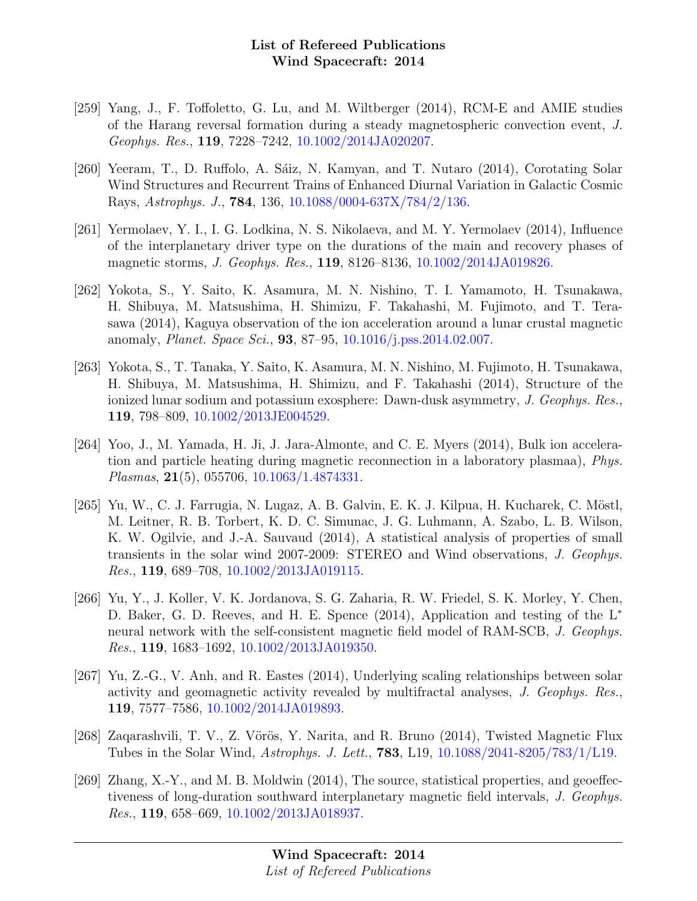[259] Yang, J., F. Toffoletto, G. Lu, and M. Wiltberger (2014), RCM-E and AMIE studies of the Harang reversal formation during a steady magnetospheric convection event, *J. Geophys. Res.*, **119**, 7228–7242, 10.1002/2014JA020207.

[260] Yeeram, T., D. Ruffolo, A. Sáiz, N. Kamyan, and T. Nutaro (2014), Corotating Solar Wind Structures and Recurrent Trains of Enhanced Diurnal Variation in Galactic Cosmic Rays, *Astrophys. J.*, **784**, 136, 10.1088/0004-637X/784/2/136.

[261] Yermolaev, Y. I., I. G. Lodkina, N. S. Nikolaeva, and M. Y. Yermolaev (2014), Influence of the interplanetary driver type on the durations of the main and recovery phases of magnetic storms, *J. Geophys. Res.*, **119**, 8126–8136, 10.1002/2014JA019826.

[262] Yokota, S., Y. Saito, K. Asamura, M. N. Nishino, T. I. Yamamoto, H. Tsunakawa, H. Shibuya, M. Matsushima, H. Shimizu, F. Takahashi, M. Fujimoto, and T. Terasawa (2014), Kaguya observation of the ion acceleration around a lunar crustal magnetic anomaly, *Planet. Space Sci.*, **93**, 87–95, 10.1016/j.pss.2014.02.007.

[263] Yokota, S., T. Tanaka, Y. Saito, K. Asamura, M. N. Nishino, M. Fujimoto, H. Tsunakawa, H. Shibuya, M. Matsushima, H. Shimizu, and F. Takahashi (2014), Structure of the ionized lunar sodium and potassium exosphere: Dawn-dusk asymmetry, *J. Geophys. Res.*, **119**, 798–809, 10.1002/2013JE004529.

[264] Yoo, J., M. Yamada, H. Ji, J. Jara-Almonte, and C. E. Myers (2014), Bulk ion acceleration and particle heating during magnetic reconnection in a laboratory plasmaa), *Phys. Plasmas*, **21**(5), 055706, 10.1063/1.4874331.

[265] Yu, W., C. J. Farrugia, N. Lugaz, A. B. Galvin, E. K. J. Kilpua, H. Kucharek, C. Möstl, M. Leitner, R. B. Torbert, K. D. C. Simunac, J. G. Luhmann, A. Szabo, L. B. Wilson, K. W. Ogilvie, and J.-A. Sauvaud (2014), A statistical analysis of properties of small transients in the solar wind 2007-2009: STEREO and Wind observations, *J. Geophys. Res.*, **119**, 689–708, 10.1002/2013JA019115.

[266] Yu, Y., J. Koller, V. K. Jordanova, S. G. Zaharia, R. W. Friedel, S. K. Morley, Y. Chen, D. Baker, G. D. Reeves, and H. E. Spence (2014), Application and testing of the L$^*$ neural network with the self-consistent magnetic field model of RAM-SCB, *J. Geophys. Res.*, **119**, 1683–1692, 10.1002/2013JA019350.

[267] Yu, Z.-G., V. Anh, and R. Eastes (2014), Underlying scaling relationships between solar activity and geomagnetic activity revealed by multifractal analyses, *J. Geophys. Res.*, **119**, 7577–7586, 10.1002/2014JA019893.

[268] Zaqarashvili, T. V., Z. Vörös, Y. Narita, and R. Bruno (2014), Twisted Magnetic Flux Tubes in the Solar Wind, *Astrophys. J. Lett.*, **783**, L19, 10.1088/2041-8205/783/1/L19.

[269] Zhang, X.-Y., and M. B. Moldwin (2014), The source, statistical properties, and geoeffectiveness of long-duration southward interplanetary magnetic field intervals, *J. Geophys. Res.*, **119**, 658–669, 10.1002/2013JA018937.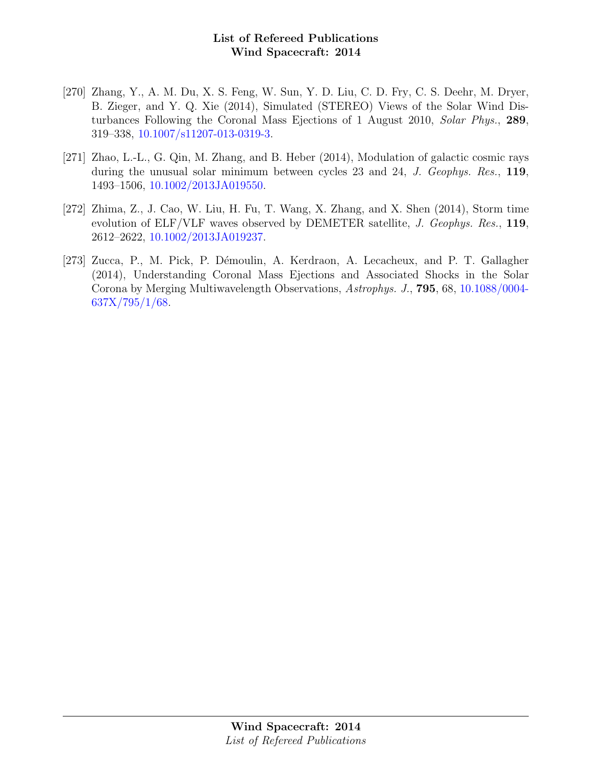[270] Zhang, Y., A. M. Du, X. S. Feng, W. Sun, Y. D. Liu, C. D. Fry, C. S. Deehr, M. Dryer, B. Zieger, and Y. Q. Xie (2014), Simulated (STEREO) Views of the Solar Wind Disturbances Following the Coronal Mass Ejections of 1 August 2010, *Solar Phys.*, **289**, 319–338, 10.1007/s11207-013-0319-3.

[271] Zhao, L.-L., G. Qin, M. Zhang, and B. Heber (2014), Modulation of galactic cosmic rays during the unusual solar minimum between cycles 23 and 24, *J. Geophys. Res.*, **119**, 1493–1506, 10.1002/2013JA019550.

[272] Zhima, Z., J. Cao, W. Liu, H. Fu, T. Wang, X. Zhang, and X. Shen (2014), Storm time evolution of ELF/VLF waves observed by DEMETER satellite, *J. Geophys. Res.*, **119**, 2612–2622, 10.1002/2013JA019237.

[273] Zucca, P., M. Pick, P. Démoulin, A. Kerdraon, A. Lecacheux, and P. T. Gallagher (2014), Understanding Coronal Mass Ejections and Associated Shocks in the Solar Corona by Merging Multiwavelength Observations, *Astrophys. J.*, **795**, 68, 10.1088/0004-637X/795/1/68.